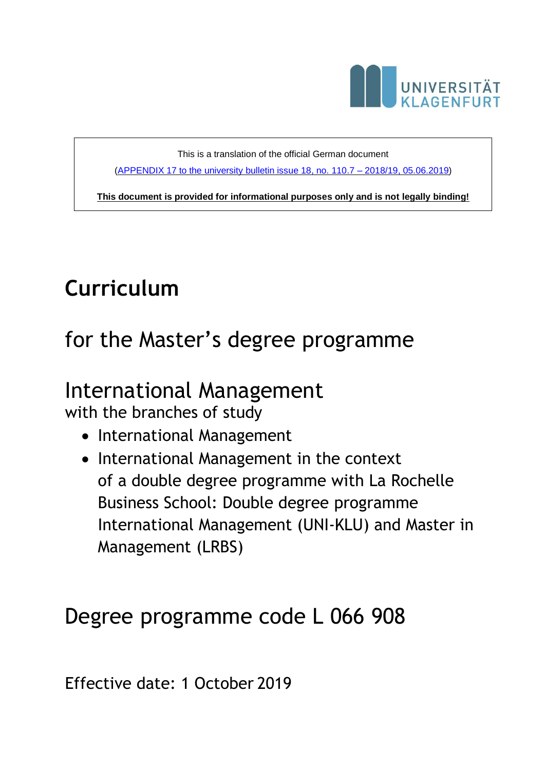This is a translation of the official German document

([APPENDIX 17 to the university bulletin issue 18, no. 110.7 – 2018/19, 05.06.2019](#))

**This document is provided for informational purposes only and is not legally binding!**

# Curriculum

## for the Master's degree programme

## International Management

with the branches of study

- International Management
- International Management in the context of a double degree programme with La Rochelle Business School: Double degree programme International Management (UNI-KLU) and Master in Management (LRBS)

## Degree programme code L 066 908

Effective date: 1 October 2019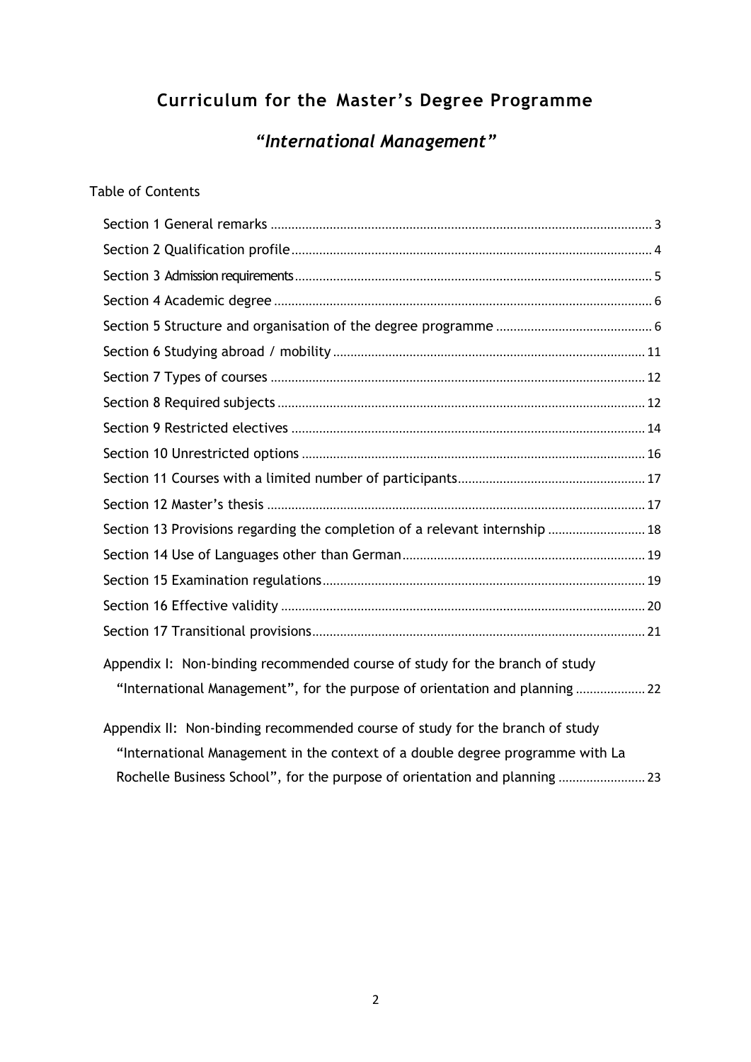# Curriculum for the Master's Degree Programme

## *"International Management"*

Table of Contents

Section 1 General remarks ... 3
Section 2 Qualification profile ... 4
Section 3 Admission requirements ... 5
Section 4 Academic degree ... 6
Section 5 Structure and organisation of the degree programme ... 6
Section 6 Studying abroad / mobility ... 11
Section 7 Types of courses ... 12
Section 8 Required subjects ... 12
Section 9 Restricted electives ... 14
Section 10 Unrestricted options ... 16
Section 11 Courses with a limited number of participants ... 17
Section 12 Master's thesis ... 17
Section 13 Provisions regarding the completion of a relevant internship ... 18
Section 14 Use of Languages other than German ... 19
Section 15 Examination regulations ... 19
Section 16 Effective validity ... 20
Section 17 Transitional provisions ... 21

Appendix I: Non-binding recommended course of study for the branch of study "International Management", for the purpose of orientation and planning ... 22

Appendix II: Non-binding recommended course of study for the branch of study "International Management in the context of a double degree programme with La Rochelle Business School", for the purpose of orientation and planning ... 23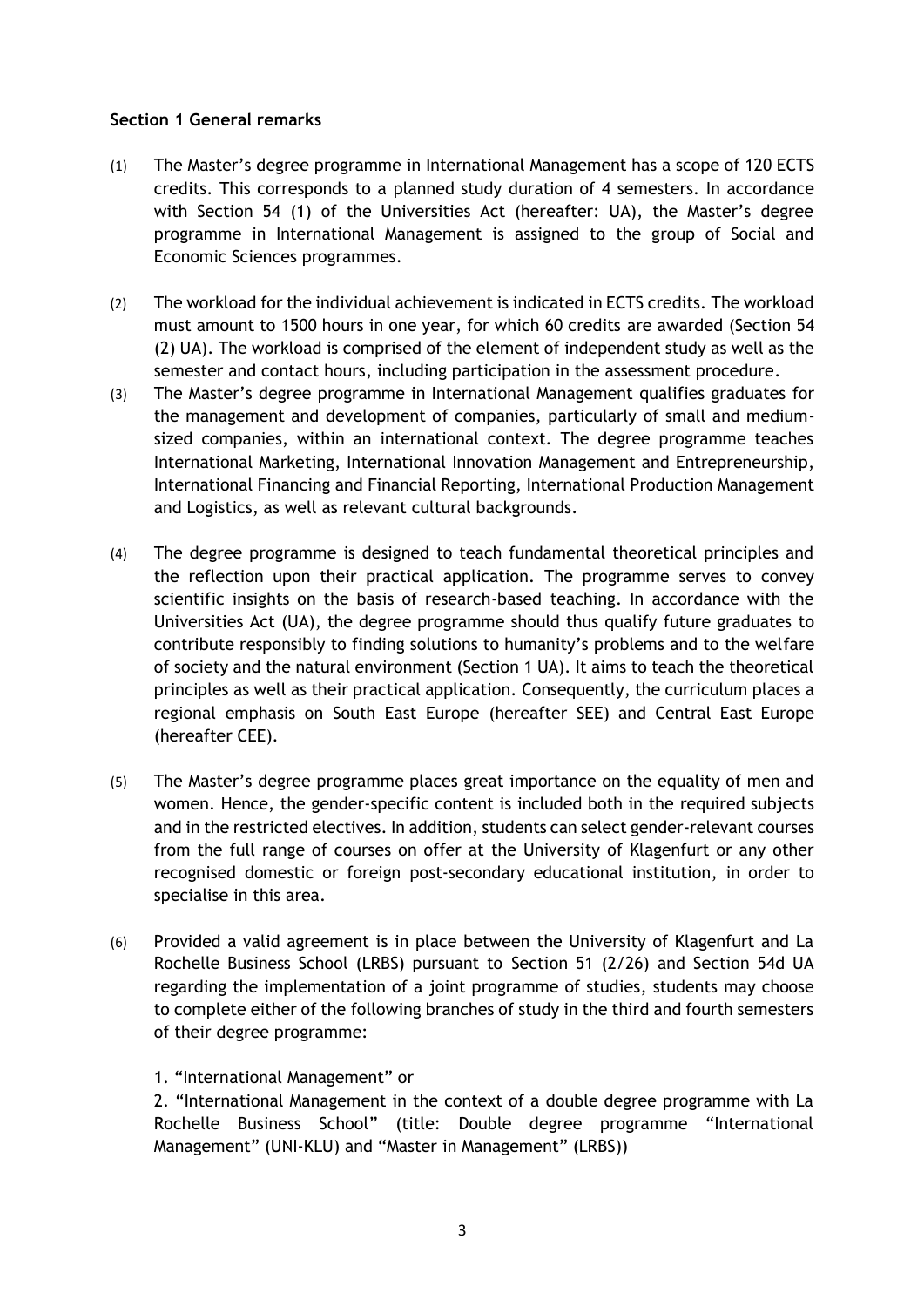**Section 1 General remarks**

(1) The Master's degree programme in International Management has a scope of 120 ECTS credits. This corresponds to a planned study duration of 4 semesters. In accordance with Section 54 (1) of the Universities Act (hereafter: UA), the Master's degree programme in International Management is assigned to the group of Social and Economic Sciences programmes.

(2) The workload for the individual achievement is indicated in ECTS credits. The workload must amount to 1500 hours in one year, for which 60 credits are awarded (Section 54 (2) UA). The workload is comprised of the element of independent study as well as the semester and contact hours, including participation in the assessment procedure.

(3) The Master's degree programme in International Management qualifies graduates for the management and development of companies, particularly of small and medium-sized companies, within an international context. The degree programme teaches International Marketing, International Innovation Management and Entrepreneurship, International Financing and Financial Reporting, International Production Management and Logistics, as well as relevant cultural backgrounds.

(4) The degree programme is designed to teach fundamental theoretical principles and the reflection upon their practical application. The programme serves to convey scientific insights on the basis of research-based teaching. In accordance with the Universities Act (UA), the degree programme should thus qualify future graduates to contribute responsibly to finding solutions to humanity's problems and to the welfare of society and the natural environment (Section 1 UA). It aims to teach the theoretical principles as well as their practical application. Consequently, the curriculum places a regional emphasis on South East Europe (hereafter SEE) and Central East Europe (hereafter CEE).

(5) The Master's degree programme places great importance on the equality of men and women. Hence, the gender-specific content is included both in the required subjects and in the restricted electives. In addition, students can select gender-relevant courses from the full range of courses on offer at the University of Klagenfurt or any other recognised domestic or foreign post-secondary educational institution, in order to specialise in this area.

(6) Provided a valid agreement is in place between the University of Klagenfurt and La Rochelle Business School (LRBS) pursuant to Section 51 (2/26) and Section 54d UA regarding the implementation of a joint programme of studies, students may choose to complete either of the following branches of study in the third and fourth semesters of their degree programme:

1. "International Management" or
2. "International Management in the context of a double degree programme with La Rochelle Business School" (title: Double degree programme "International Management" (UNI-KLU) and "Master in Management" (LRBS))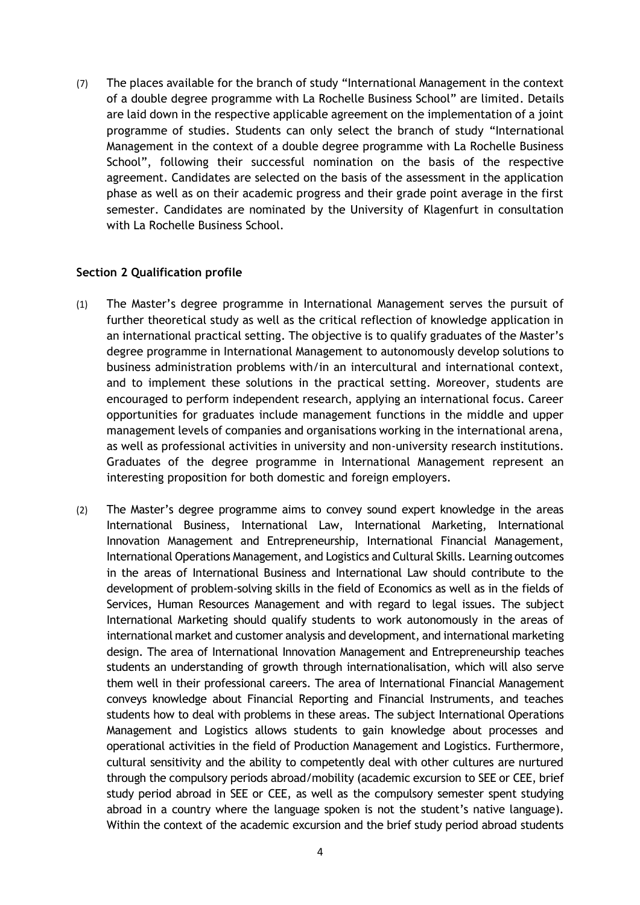(7) The places available for the branch of study "International Management in the context of a double degree programme with La Rochelle Business School" are limited. Details are laid down in the respective applicable agreement on the implementation of a joint programme of studies. Students can only select the branch of study "International Management in the context of a double degree programme with La Rochelle Business School", following their successful nomination on the basis of the respective agreement. Candidates are selected on the basis of the assessment in the application phase as well as on their academic progress and their grade point average in the first semester. Candidates are nominated by the University of Klagenfurt in consultation with La Rochelle Business School.

## Section 2 Qualification profile

(1) The Master's degree programme in International Management serves the pursuit of further theoretical study as well as the critical reflection of knowledge application in an international practical setting. The objective is to qualify graduates of the Master's degree programme in International Management to autonomously develop solutions to business administration problems with/in an intercultural and international context, and to implement these solutions in the practical setting. Moreover, students are encouraged to perform independent research, applying an international focus. Career opportunities for graduates include management functions in the middle and upper management levels of companies and organisations working in the international arena, as well as professional activities in university and non-university research institutions. Graduates of the degree programme in International Management represent an interesting proposition for both domestic and foreign employers.

(2) The Master's degree programme aims to convey sound expert knowledge in the areas International Business, International Law, International Marketing, International Innovation Management and Entrepreneurship, International Financial Management, International Operations Management, and Logistics and Cultural Skills. Learning outcomes in the areas of International Business and International Law should contribute to the development of problem-solving skills in the field of Economics as well as in the fields of Services, Human Resources Management and with regard to legal issues. The subject International Marketing should qualify students to work autonomously in the areas of international market and customer analysis and development, and international marketing design. The area of International Innovation Management and Entrepreneurship teaches students an understanding of growth through internationalisation, which will also serve them well in their professional careers. The area of International Financial Management conveys knowledge about Financial Reporting and Financial Instruments, and teaches students how to deal with problems in these areas. The subject International Operations Management and Logistics allows students to gain knowledge about processes and operational activities in the field of Production Management and Logistics. Furthermore, cultural sensitivity and the ability to competently deal with other cultures are nurtured through the compulsory periods abroad/mobility (academic excursion to SEE or CEE, brief study period abroad in SEE or CEE, as well as the compulsory semester spent studying abroad in a country where the language spoken is not the student's native language). Within the context of the academic excursion and the brief study period abroad students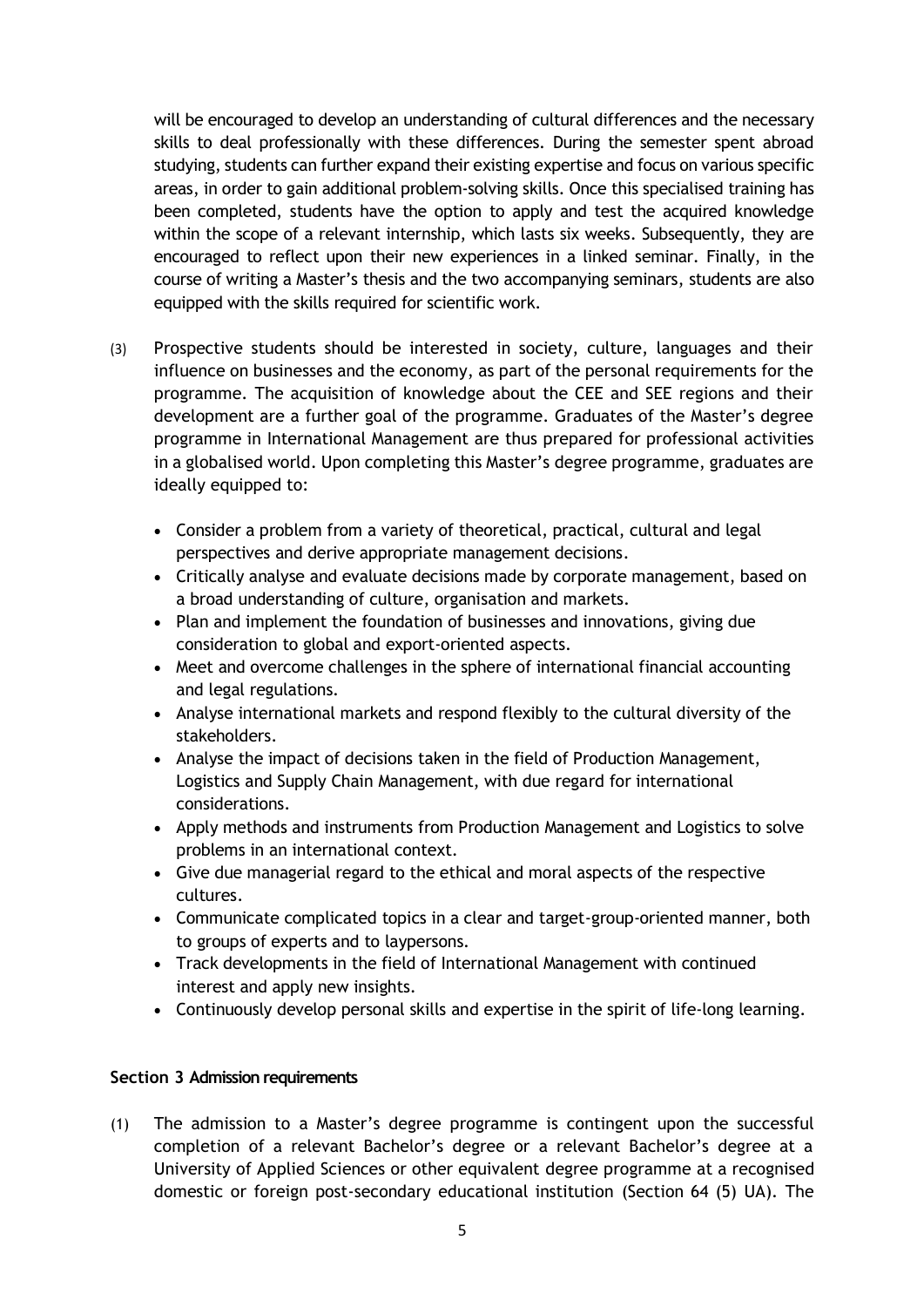will be encouraged to develop an understanding of cultural differences and the necessary skills to deal professionally with these differences. During the semester spent abroad studying, students can further expand their existing expertise and focus on various specific areas, in order to gain additional problem-solving skills. Once this specialised training has been completed, students have the option to apply and test the acquired knowledge within the scope of a relevant internship, which lasts six weeks. Subsequently, they are encouraged to reflect upon their new experiences in a linked seminar. Finally, in the course of writing a Master's thesis and the two accompanying seminars, students are also equipped with the skills required for scientific work.

(3) Prospective students should be interested in society, culture, languages and their influence on businesses and the economy, as part of the personal requirements for the programme. The acquisition of knowledge about the CEE and SEE regions and their development are a further goal of the programme. Graduates of the Master's degree programme in International Management are thus prepared for professional activities in a globalised world. Upon completing this Master's degree programme, graduates are ideally equipped to:

- Consider a problem from a variety of theoretical, practical, cultural and legal perspectives and derive appropriate management decisions.
- Critically analyse and evaluate decisions made by corporate management, based on a broad understanding of culture, organisation and markets.
- Plan and implement the foundation of businesses and innovations, giving due consideration to global and export-oriented aspects.
- Meet and overcome challenges in the sphere of international financial accounting and legal regulations.
- Analyse international markets and respond flexibly to the cultural diversity of the stakeholders.
- Analyse the impact of decisions taken in the field of Production Management, Logistics and Supply Chain Management, with due regard for international considerations.
- Apply methods and instruments from Production Management and Logistics to solve problems in an international context.
- Give due managerial regard to the ethical and moral aspects of the respective cultures.
- Communicate complicated topics in a clear and target-group-oriented manner, both to groups of experts and to laypersons.
- Track developments in the field of International Management with continued interest and apply new insights.
- Continuously develop personal skills and expertise in the spirit of life-long learning.

## Section 3 Admission requirements

(1) The admission to a Master's degree programme is contingent upon the successful completion of a relevant Bachelor's degree or a relevant Bachelor's degree at a University of Applied Sciences or other equivalent degree programme at a recognised domestic or foreign post-secondary educational institution (Section 64 (5) UA). The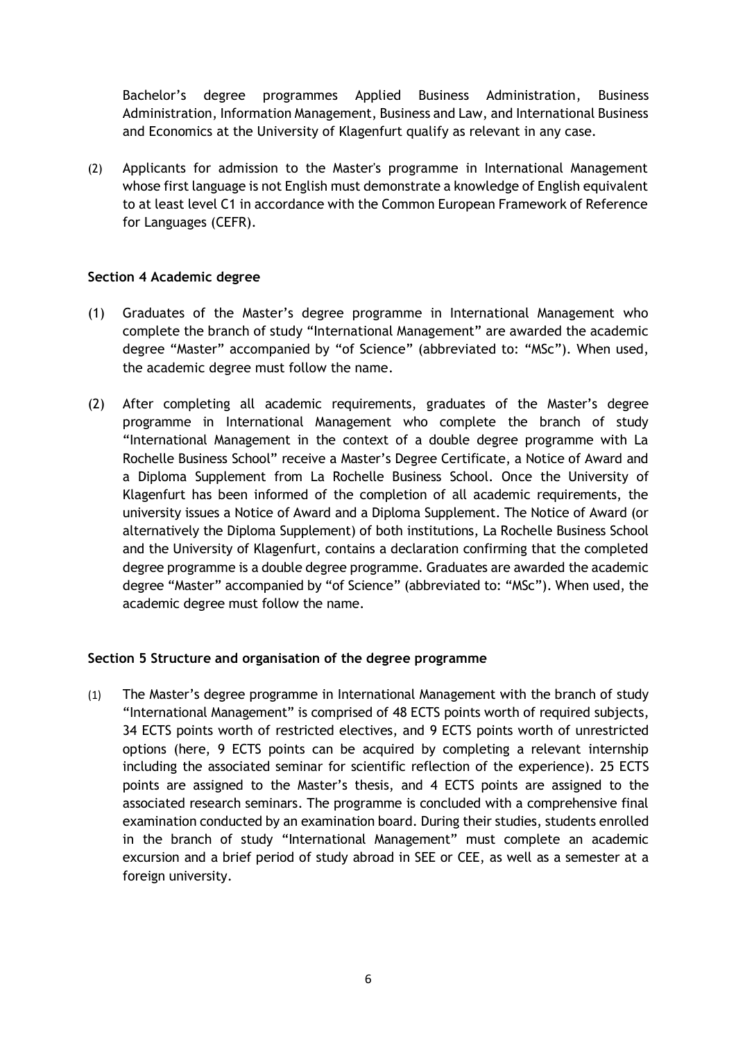Bachelor's degree programmes Applied Business Administration, Business Administration, Information Management, Business and Law, and International Business and Economics at the University of Klagenfurt qualify as relevant in any case.

(2) Applicants for admission to the Master's programme in International Management whose first language is not English must demonstrate a knowledge of English equivalent to at least level C1 in accordance with the Common European Framework of Reference for Languages (CEFR).

**Section 4 Academic degree**

(1) Graduates of the Master's degree programme in International Management who complete the branch of study "International Management" are awarded the academic degree "Master" accompanied by "of Science" (abbreviated to: "MSc"). When used, the academic degree must follow the name.

(2) After completing all academic requirements, graduates of the Master's degree programme in International Management who complete the branch of study "International Management in the context of a double degree programme with La Rochelle Business School" receive a Master's Degree Certificate, a Notice of Award and a Diploma Supplement from La Rochelle Business School. Once the University of Klagenfurt has been informed of the completion of all academic requirements, the university issues a Notice of Award and a Diploma Supplement. The Notice of Award (or alternatively the Diploma Supplement) of both institutions, La Rochelle Business School and the University of Klagenfurt, contains a declaration confirming that the completed degree programme is a double degree programme. Graduates are awarded the academic degree "Master" accompanied by "of Science" (abbreviated to: "MSc"). When used, the academic degree must follow the name.

**Section 5 Structure and organisation of the degree programme**

(1) The Master's degree programme in International Management with the branch of study "International Management" is comprised of 48 ECTS points worth of required subjects, 34 ECTS points worth of restricted electives, and 9 ECTS points worth of unrestricted options (here, 9 ECTS points can be acquired by completing a relevant internship including the associated seminar for scientific reflection of the experience). 25 ECTS points are assigned to the Master's thesis, and 4 ECTS points are assigned to the associated research seminars. The programme is concluded with a comprehensive final examination conducted by an examination board. During their studies, students enrolled in the branch of study "International Management" must complete an academic excursion and a brief period of study abroad in SEE or CEE, as well as a semester at a foreign university.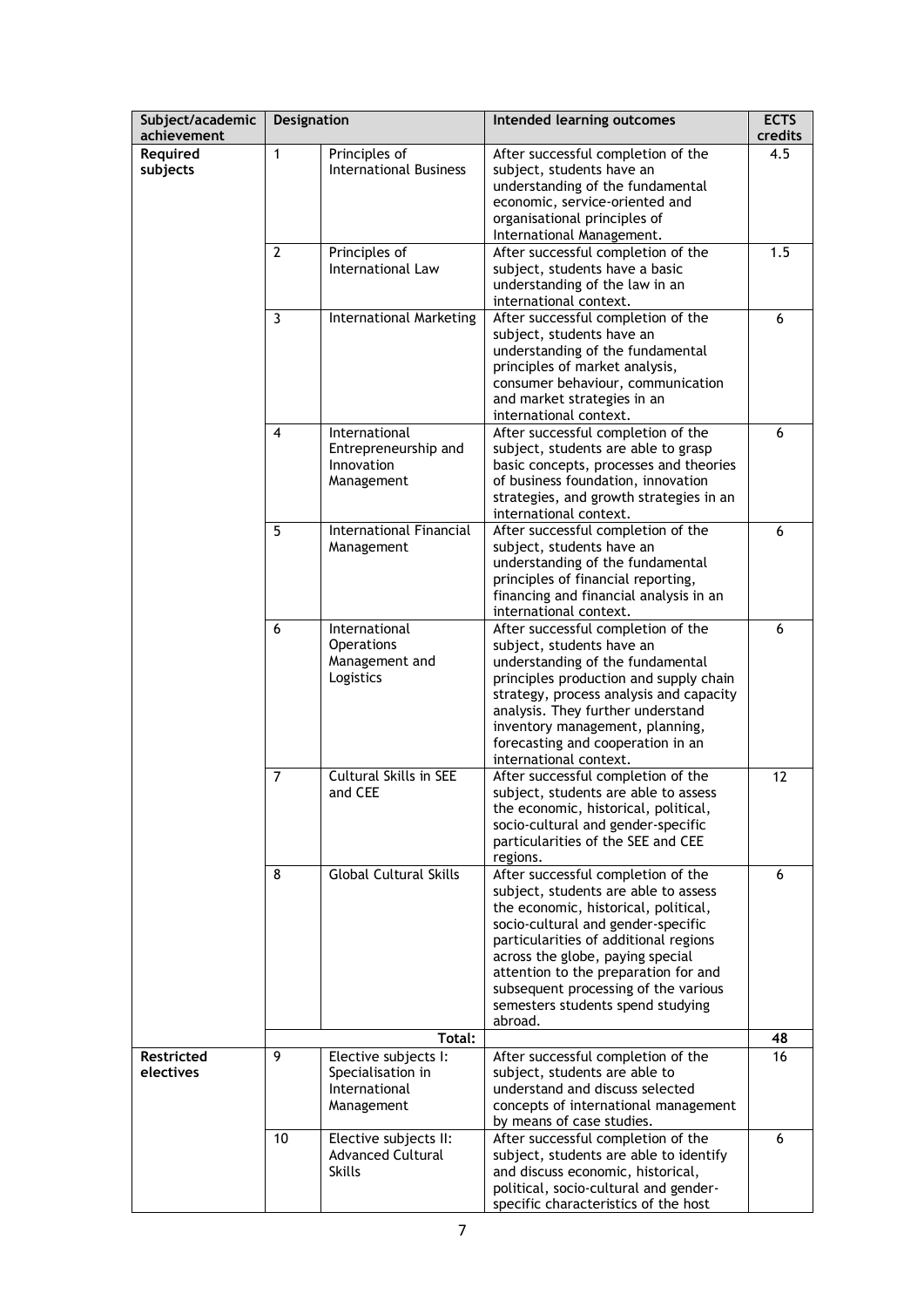| Subject/academic achievement | Designation | | Intended learning outcomes | ECTS credits |
|---|---|---|---|---|
| **Required subjects** | 1 | Principles of International Business | After successful completion of the subject, students have an understanding of the fundamental economic, service-oriented and organisational principles of International Management. | 4.5 |
| | 2 | Principles of International Law | After successful completion of the subject, students have a basic understanding of the law in an international context. | 1.5 |
| | 3 | International Marketing | After successful completion of the subject, students have an understanding of the fundamental principles of market analysis, consumer behaviour, communication and market strategies in an international context. | 6 |
| | 4 | International Entrepreneurship and Innovation Management | After successful completion of the subject, students are able to grasp basic concepts, processes and theories of business foundation, innovation strategies, and growth strategies in an international context. | 6 |
| | 5 | International Financial Management | After successful completion of the subject, students have an understanding of the fundamental principles of financial reporting, financing and financial analysis in an international context. | 6 |
| | 6 | International Operations Management and Logistics | After successful completion of the subject, students have an understanding of the fundamental principles production and supply chain strategy, process analysis and capacity analysis. They further understand inventory management, planning, forecasting and cooperation in an international context. | 6 |
| | 7 | Cultural Skills in SEE and CEE | After successful completion of the subject, students are able to assess the economic, historical, political, socio-cultural and gender-specific particularities of the SEE and CEE regions. | 12 |
| | 8 | Global Cultural Skills | After successful completion of the subject, students are able to assess the economic, historical, political, socio-cultural and gender-specific particularities of additional regions across the globe, paying special attention to the preparation for and subsequent processing of the various semesters students spend studying abroad. | 6 |
| | | **Total:** | | **48** |
| **Restricted electives** | 9 | Elective subjects I: Specialisation in International Management | After successful completion of the subject, students are able to understand and discuss selected concepts of international management by means of case studies. | 16 |
| | 10 | Elective subjects II: Advanced Cultural Skills | After successful completion of the subject, students are able to identify and discuss economic, historical, political, socio-cultural and gender-specific characteristics of the host | 6 |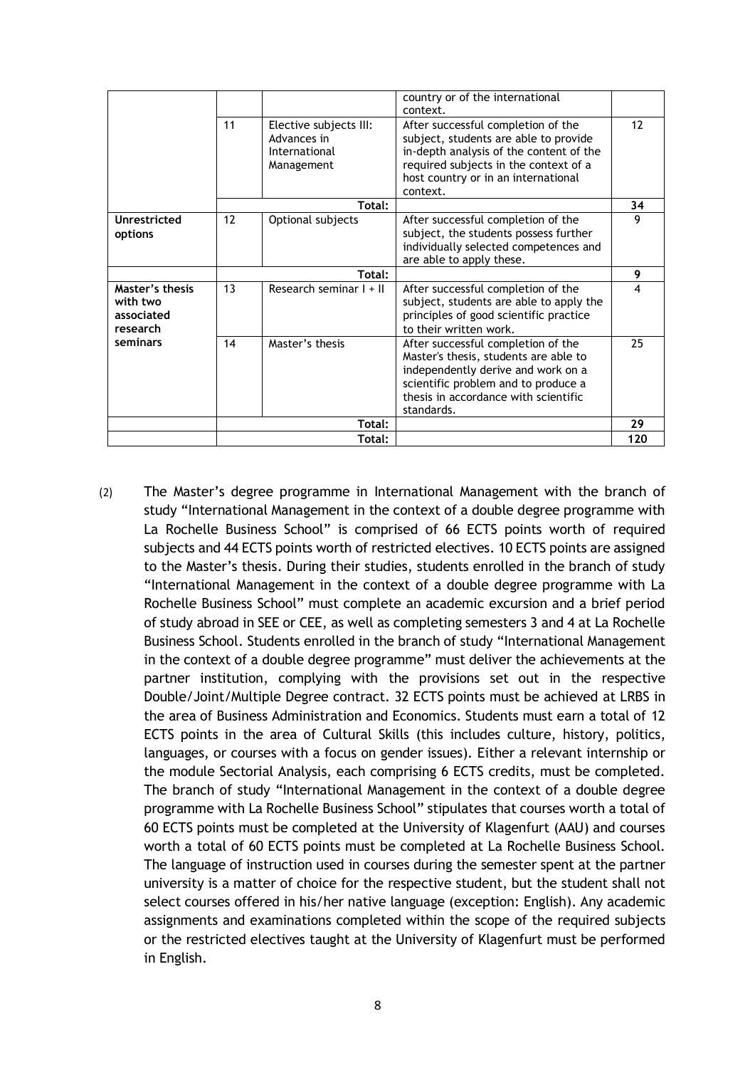| | | | country or of the international context. | |
|---|---|---|---|---|
| | 11 | Elective subjects III: Advances in International Management | After successful completion of the subject, students are able to provide in-depth analysis of the content of the required subjects in the context of a host country or in an international context. | 12 |
| | | Total: | | 34 |
| **Unrestricted options** | 12 | Optional subjects | After successful completion of the subject, the students possess further individually selected competences and are able to apply these. | 9 |
| | | Total: | | 9 |
| **Master's thesis with two associated research seminars** | 13 | Research seminar I + II | After successful completion of the subject, students are able to apply the principles of good scientific practice to their written work. | 4 |
| | 14 | Master's thesis | After successful completion of the Master's thesis, students are able to independently derive and work on a scientific problem and to produce a thesis in accordance with scientific standards. | 25 |
| | | Total: | | 29 |
| | | Total: | | 120 |

(2) The Master's degree programme in International Management with the branch of study "International Management in the context of a double degree programme with La Rochelle Business School" is comprised of 66 ECTS points worth of required subjects and 44 ECTS points worth of restricted electives. 10 ECTS points are assigned to the Master's thesis. During their studies, students enrolled in the branch of study "International Management in the context of a double degree programme with La Rochelle Business School" must complete an academic excursion and a brief period of study abroad in SEE or CEE, as well as completing semesters 3 and 4 at La Rochelle Business School. Students enrolled in the branch of study "International Management in the context of a double degree programme" must deliver the achievements at the partner institution, complying with the provisions set out in the respective Double/Joint/Multiple Degree contract. 32 ECTS points must be achieved at LRBS in the area of Business Administration and Economics. Students must earn a total of 12 ECTS points in the area of Cultural Skills (this includes culture, history, politics, languages, or courses with a focus on gender issues). Either a relevant internship or the module Sectorial Analysis, each comprising 6 ECTS credits, must be completed. The branch of study "International Management in the context of a double degree programme with La Rochelle Business School" stipulates that courses worth a total of 60 ECTS points must be completed at the University of Klagenfurt (AAU) and courses worth a total of 60 ECTS points must be completed at La Rochelle Business School. The language of instruction used in courses during the semester spent at the partner university is a matter of choice for the respective student, but the student shall not select courses offered in his/her native language (exception: English). Any academic assignments and examinations completed within the scope of the required subjects or the restricted electives taught at the University of Klagenfurt must be performed in English.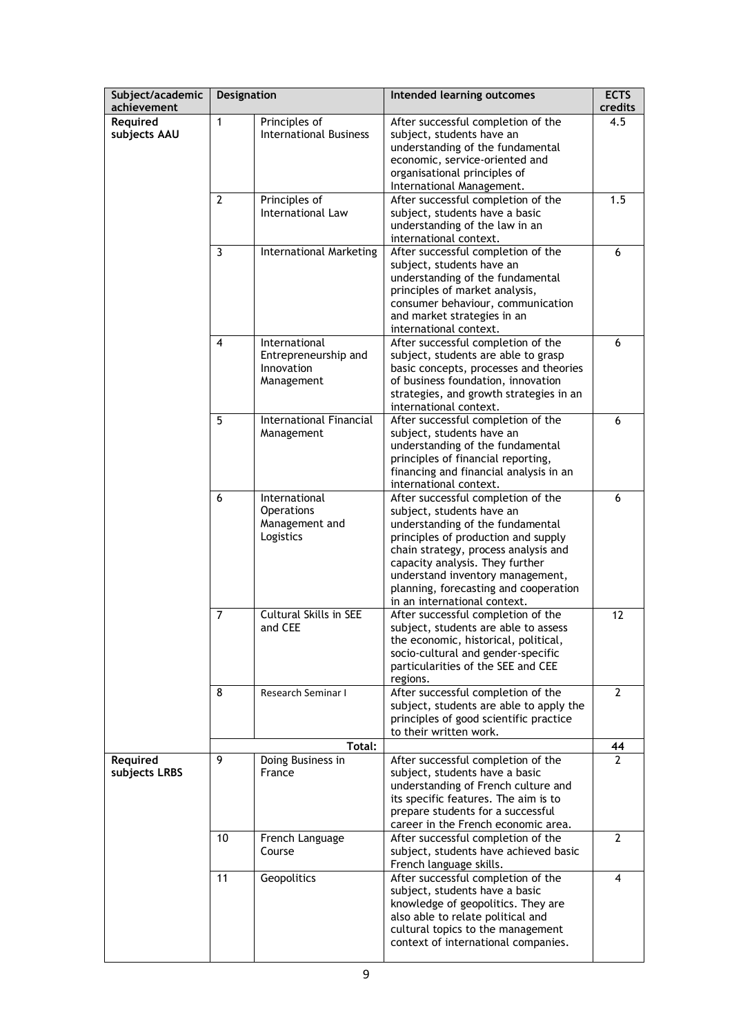| Subject/academic achievement | Designation | | Intended learning outcomes | ECTS credits |
|---|---|---|---|---|
| **Required subjects AAU** | 1 | Principles of International Business | After successful completion of the subject, students have an understanding of the fundamental economic, service-oriented and organisational principles of International Management. | 4.5 |
| | 2 | Principles of International Law | After successful completion of the subject, students have a basic understanding of the law in an international context. | 1.5 |
| | 3 | International Marketing | After successful completion of the subject, students have an understanding of the fundamental principles of market analysis, consumer behaviour, communication and market strategies in an international context. | 6 |
| | 4 | International Entrepreneurship and Innovation Management | After successful completion of the subject, students are able to grasp basic concepts, processes and theories of business foundation, innovation strategies, and growth strategies in an international context. | 6 |
| | 5 | International Financial Management | After successful completion of the subject, students have an understanding of the fundamental principles of financial reporting, financing and financial analysis in an international context. | 6 |
| | 6 | International Operations Management and Logistics | After successful completion of the subject, students have an understanding of the fundamental principles of production and supply chain strategy, process analysis and capacity analysis. They further understand inventory management, planning, forecasting and cooperation in an international context. | 6 |
| | 7 | Cultural Skills in SEE and CEE | After successful completion of the subject, students are able to assess the economic, historical, political, socio-cultural and gender-specific particularities of the SEE and CEE regions. | 12 |
| | 8 | Research Seminar I | After successful completion of the subject, students are able to apply the principles of good scientific practice to their written work. | 2 |
| | | **Total:** | | **44** |
| **Required subjects LRBS** | 9 | Doing Business in France | After successful completion of the subject, students have a basic understanding of French culture and its specific features. The aim is to prepare students for a successful career in the French economic area. | 2 |
| | 10 | French Language Course | After successful completion of the subject, students have achieved basic French language skills. | 2 |
| | 11 | Geopolitics | After successful completion of the subject, students have a basic knowledge of geopolitics. They are also able to relate political and cultural topics to the management context of international companies. | 4 |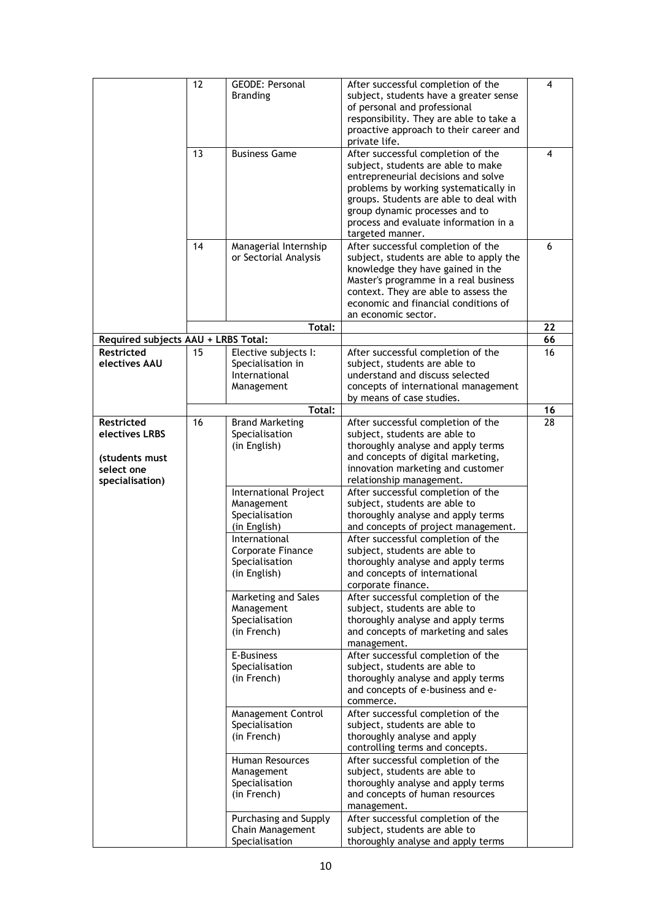| | | | | |
|---|---|---|---|---|
| | 12 | GEODE: Personal Branding | After successful completion of the subject, students have a greater sense of personal and professional responsibility. They are able to take a proactive approach to their career and private life. | 4 |
| | 13 | Business Game | After successful completion of the subject, students are able to make entrepreneurial decisions and solve problems by working systematically in groups. Students are able to deal with group dynamic processes and to process and evaluate information in a targeted manner. | 4 |
| | 14 | Managerial Internship or Sectorial Analysis | After successful completion of the subject, students are able to apply the knowledge they have gained in the Master's programme in a real business context. They are able to assess the economic and financial conditions of an economic sector. | 6 |
| | | **Total:** | | **22** |
| **Required subjects AAU + LRBS Total:** | | | | **66** |
| **Restricted electives AAU** | 15 | Elective subjects I: Specialisation in International Management | After successful completion of the subject, students are able to understand and discuss selected concepts of international management by means of case studies. | 16 |
| | | **Total:** | | **16** |
| **Restricted electives LRBS** **(students must select one specialisation)** | 16 | Brand Marketing Specialisation (in English) | After successful completion of the subject, students are able to thoroughly analyse and apply terms and concepts of digital marketing, innovation marketing and customer relationship management. | 28 |
| | | International Project Management Specialisation (in English) | After successful completion of the subject, students are able to thoroughly analyse and apply terms and concepts of project management. | |
| | | International Corporate Finance Specialisation (in English) | After successful completion of the subject, students are able to thoroughly analyse and apply terms and concepts of international corporate finance. | |
| | | Marketing and Sales Management Specialisation (in French) | After successful completion of the subject, students are able to thoroughly analyse and apply terms and concepts of marketing and sales management. | |
| | | E-Business Specialisation (in French) | After successful completion of the subject, students are able to thoroughly analyse and apply terms and concepts of e-business and e-commerce. | |
| | | Management Control Specialisation (in French) | After successful completion of the subject, students are able to thoroughly analyse and apply controlling terms and concepts. | |
| | | Human Resources Management Specialisation (in French) | After successful completion of the subject, students are able to thoroughly analyse and apply terms and concepts of human resources management. | |
| | | Purchasing and Supply Chain Management Specialisation | After successful completion of the subject, students are able to thoroughly analyse and apply terms | |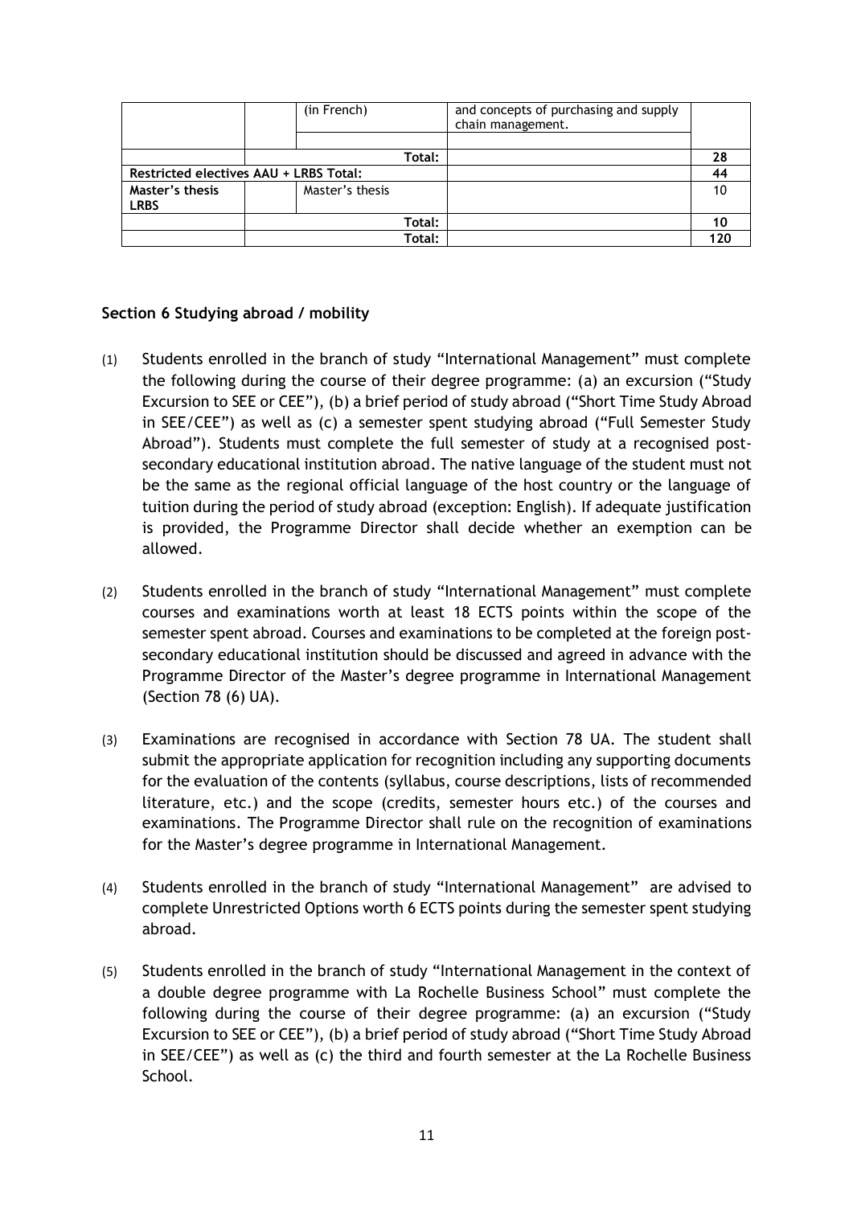| | | (in French) | and concepts of purchasing and supply chain management. | |
|---|---|---|---|---|
| | | | | |
| | | Total: | | 28 |
| **Restricted electives AAU + LRBS Total:** | | | | 44 |
| **Master's thesis LRBS** | | Master's thesis | | 10 |
| | | Total: | | 10 |
| | | Total: | | 120 |

## Section 6 Studying abroad / mobility

(1) Students enrolled in the branch of study "International Management" must complete the following during the course of their degree programme: (a) an excursion ("Study Excursion to SEE or CEE"), (b) a brief period of study abroad ("Short Time Study Abroad in SEE/CEE") as well as (c) a semester spent studying abroad ("Full Semester Study Abroad"). Students must complete the full semester of study at a recognised post-secondary educational institution abroad. The native language of the student must not be the same as the regional official language of the host country or the language of tuition during the period of study abroad (exception: English). If adequate justification is provided, the Programme Director shall decide whether an exemption can be allowed.

(2) Students enrolled in the branch of study "International Management" must complete courses and examinations worth at least 18 ECTS points within the scope of the semester spent abroad. Courses and examinations to be completed at the foreign post-secondary educational institution should be discussed and agreed in advance with the Programme Director of the Master's degree programme in International Management (Section 78 (6) UA).

(3) Examinations are recognised in accordance with Section 78 UA. The student shall submit the appropriate application for recognition including any supporting documents for the evaluation of the contents (syllabus, course descriptions, lists of recommended literature, etc.) and the scope (credits, semester hours etc.) of the courses and examinations. The Programme Director shall rule on the recognition of examinations for the Master's degree programme in International Management.

(4) Students enrolled in the branch of study "International Management" are advised to complete Unrestricted Options worth 6 ECTS points during the semester spent studying abroad.

(5) Students enrolled in the branch of study "International Management in the context of a double degree programme with La Rochelle Business School" must complete the following during the course of their degree programme: (a) an excursion ("Study Excursion to SEE or CEE"), (b) a brief period of study abroad ("Short Time Study Abroad in SEE/CEE") as well as (c) the third and fourth semester at the La Rochelle Business School.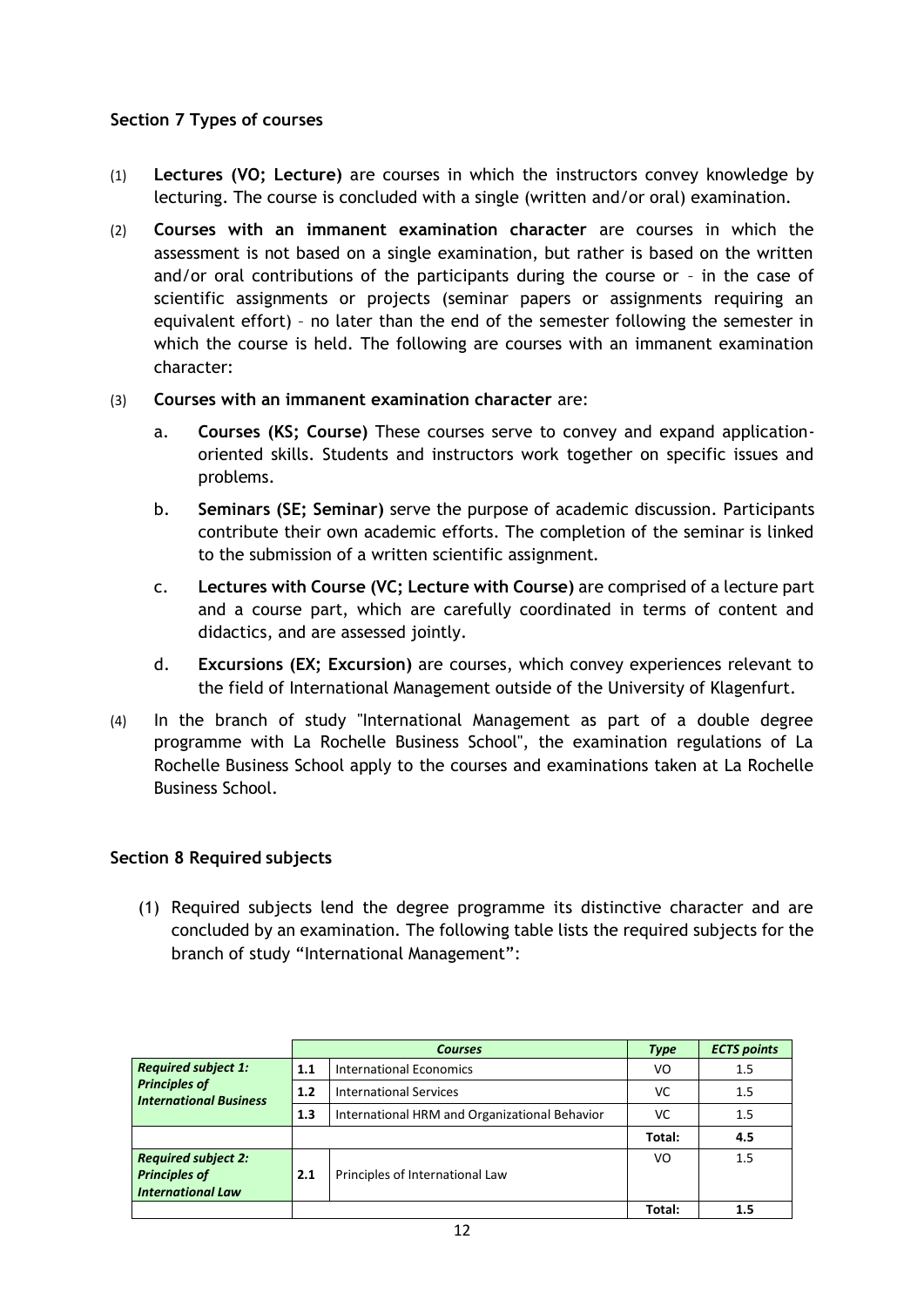### Section 7 Types of courses

(1) **Lectures (VO; Lecture)** are courses in which the instructors convey knowledge by lecturing. The course is concluded with a single (written and/or oral) examination.

(2) **Courses with an immanent examination character** are courses in which the assessment is not based on a single examination, but rather is based on the written and/or oral contributions of the participants during the course or – in the case of scientific assignments or projects (seminar papers or assignments requiring an equivalent effort) – no later than the end of the semester following the semester in which the course is held. The following are courses with an immanent examination character:

(3) **Courses with an immanent examination character** are:

   a. **Courses (KS; Course)** These courses serve to convey and expand application-oriented skills. Students and instructors work together on specific issues and problems.

   b. **Seminars (SE; Seminar)** serve the purpose of academic discussion. Participants contribute their own academic efforts. The completion of the seminar is linked to the submission of a written scientific assignment.

   c. **Lectures with Course (VC; Lecture with Course)** are comprised of a lecture part and a course part, which are carefully coordinated in terms of content and didactics, and are assessed jointly.

   d. **Excursions (EX; Excursion)** are courses, which convey experiences relevant to the field of International Management outside of the University of Klagenfurt.

(4) In the branch of study "International Management as part of a double degree programme with La Rochelle Business School", the examination regulations of La Rochelle Business School apply to the courses and examinations taken at La Rochelle Business School.

### Section 8 Required subjects

(1) Required subjects lend the degree programme its distinctive character and are concluded by an examination. The following table lists the required subjects for the branch of study "International Management":

| | | ***Courses*** | ***Type*** | ***ECTS points*** |
|---|---|---|---|---|
| ***Required subject 1: Principles of International Business*** | **1.1** | International Economics | VO | 1.5 |
| | **1.2** | International Services | VC | 1.5 |
| | **1.3** | International HRM and Organizational Behavior | VC | 1.5 |
| | | | **Total:** | **4.5** |
| ***Required subject 2: Principles of International Law*** | **2.1** | Principles of International Law | VO | 1.5 |
| | | | **Total:** | **1.5** |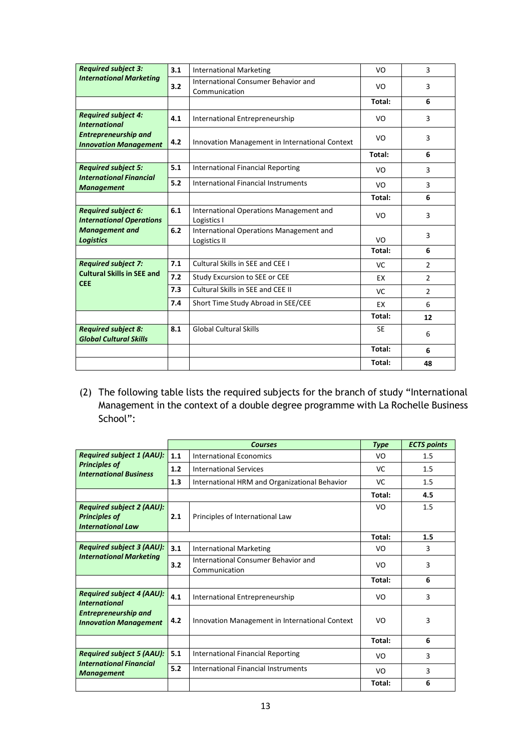| | | | | |
|---|---|---|---|---|
| ***Required subject 3: International Marketing*** | 3.1 | International Marketing | VO | 3 |
| | 3.2 | International Consumer Behavior and Communication | VO | 3 |
| | | | **Total:** | **6** |
| ***Required subject 4: International Entrepreneurship and Innovation Management*** | 4.1 | International Entrepreneurship | VO | 3 |
| | 4.2 | Innovation Management in International Context | VO | 3 |
| | | | **Total:** | **6** |
| ***Required subject 5: International Financial Management*** | 5.1 | International Financial Reporting | VO | 3 |
| | 5.2 | International Financial Instruments | VO | 3 |
| | | | **Total:** | **6** |
| ***Required subject 6: International Operations Management and Logistics*** | 6.1 | International Operations Management and Logistics I | VO | 3 |
| | 6.2 | International Operations Management and Logistics II | VO | 3 |
| | | | **Total:** | **6** |
| ***Required subject 7: Cultural Skills in SEE and CEE*** | 7.1 | Cultural Skills in SEE and CEE I | VC | 2 |
| | 7.2 | Study Excursion to SEE or CEE | EX | 2 |
| | 7.3 | Cultural Skills in SEE and CEE II | VC | 2 |
| | 7.4 | Short Time Study Abroad in SEE/CEE | EX | 6 |
| | | | **Total:** | **12** |
| ***Required subject 8: Global Cultural Skills*** | 8.1 | Global Cultural Skills | SE | 6 |
| | | | **Total:** | **6** |
| | | | **Total:** | **48** |

(2) The following table lists the required subjects for the branch of study "International Management in the context of a double degree programme with La Rochelle Business School":

| | | ***Courses*** | ***Type*** | ***ECTS points*** |
|---|---|---|---|---|
| ***Required subject 1 (AAU): Principles of International Business*** | 1.1 | International Economics | VO | 1.5 |
| | 1.2 | International Services | VC | 1.5 |
| | 1.3 | International HRM and Organizational Behavior | VC | 1.5 |
| | | | **Total:** | **4.5** |
| ***Required subject 2 (AAU): Principles of International Law*** | 2.1 | Principles of International Law | VO | 1.5 |
| | | | **Total:** | **1.5** |
| ***Required subject 3 (AAU): International Marketing*** | 3.1 | International Marketing | VO | 3 |
| | 3.2 | International Consumer Behavior and Communication | VO | 3 |
| | | | **Total:** | **6** |
| ***Required subject 4 (AAU): International Entrepreneurship and Innovation Management*** | 4.1 | International Entrepreneurship | VO | 3 |
| | 4.2 | Innovation Management in International Context | VO | 3 |
| | | | **Total:** | **6** |
| ***Required subject 5 (AAU): International Financial Management*** | 5.1 | International Financial Reporting | VO | 3 |
| | 5.2 | International Financial Instruments | VO | 3 |
| | | | **Total:** | **6** |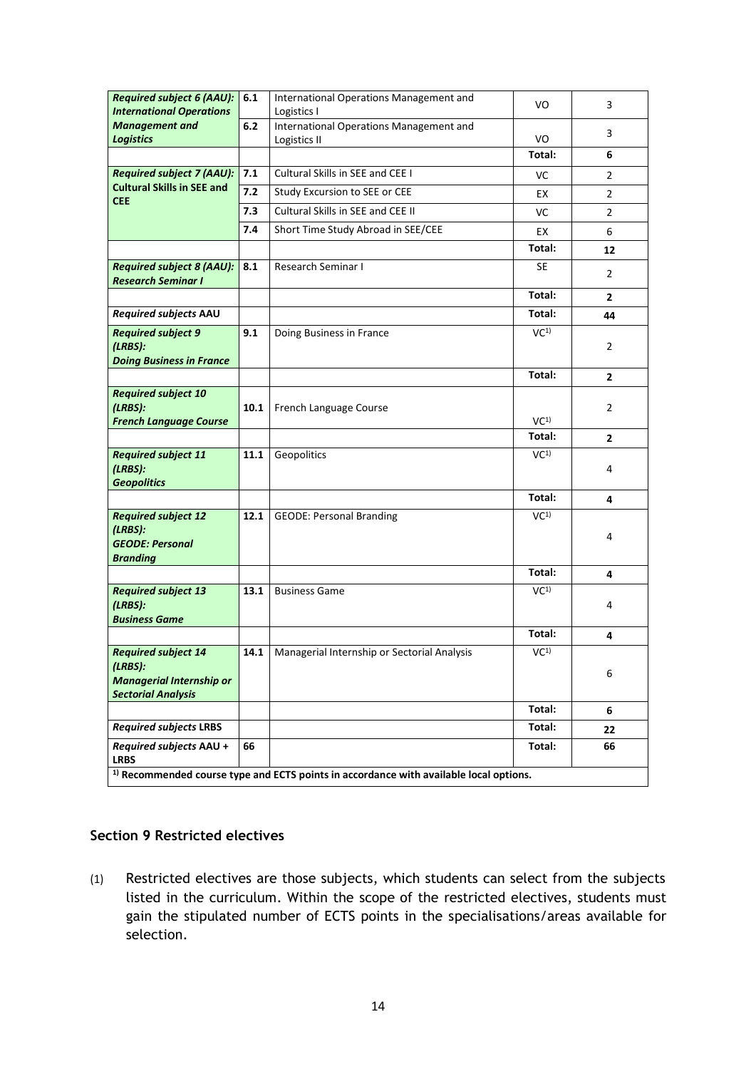| | | | | |
|---|---|---|---|---|
| ***Required subject 6 (AAU): International Operations Management and Logistics*** | **6.1** | International Operations Management and Logistics I | VO | 3 |
| | **6.2** | International Operations Management and Logistics II | VO | 3 |
| | | | **Total:** | **6** |
| ***Required subject 7 (AAU): Cultural Skills in SEE and CEE*** | **7.1** | Cultural Skills in SEE and CEE I | VC | 2 |
| | **7.2** | Study Excursion to SEE or CEE | EX | 2 |
| | **7.3** | Cultural Skills in SEE and CEE II | VC | 2 |
| | **7.4** | Short Time Study Abroad in SEE/CEE | EX | 6 |
| | | | **Total:** | **12** |
| ***Required subject 8 (AAU): Research Seminar I*** | **8.1** | Research Seminar I | SE | 2 |
| | | | **Total:** | **2** |
| ***Required subjects* AAU** | | | **Total:** | **44** |
| ***Required subject 9 (LRBS): Doing Business in France*** | **9.1** | Doing Business in France | VC[1)] | 2 |
| | | | **Total:** | **2** |
| ***Required subject 10 (LRBS): French Language Course*** | **10.1** | French Language Course | VC[1)] | 2 |
| | | | **Total:** | **2** |
| ***Required subject 11 (LRBS): Geopolitics*** | **11.1** | Geopolitics | VC[1)] | 4 |
| | | | **Total:** | **4** |
| ***Required subject 12 (LRBS): GEODE: Personal Branding*** | **12.1** | GEODE: Personal Branding | VC[1)] | 4 |
| | | | **Total:** | **4** |
| ***Required subject 13 (LRBS): Business Game*** | **13.1** | Business Game | VC[1)] | 4 |
| | | | **Total:** | **4** |
| ***Required subject 14 (LRBS): Managerial Internship or Sectorial Analysis*** | **14.1** | Managerial Internship or Sectorial Analysis | VC[1)] | 6 |
| | | | **Total:** | **6** |
| ***Required subjects* LRBS** | | | **Total:** | **22** |
| ***Required subjects* AAU + LRBS** | **66** | | **Total:** | **66** |

**[1)] Recommended course type and ECTS points in accordance with available local options.**

### Section 9 Restricted electives

(1) Restricted electives are those subjects, which students can select from the subjects listed in the curriculum. Within the scope of the restricted electives, students must gain the stipulated number of ECTS points in the specialisations/areas available for selection.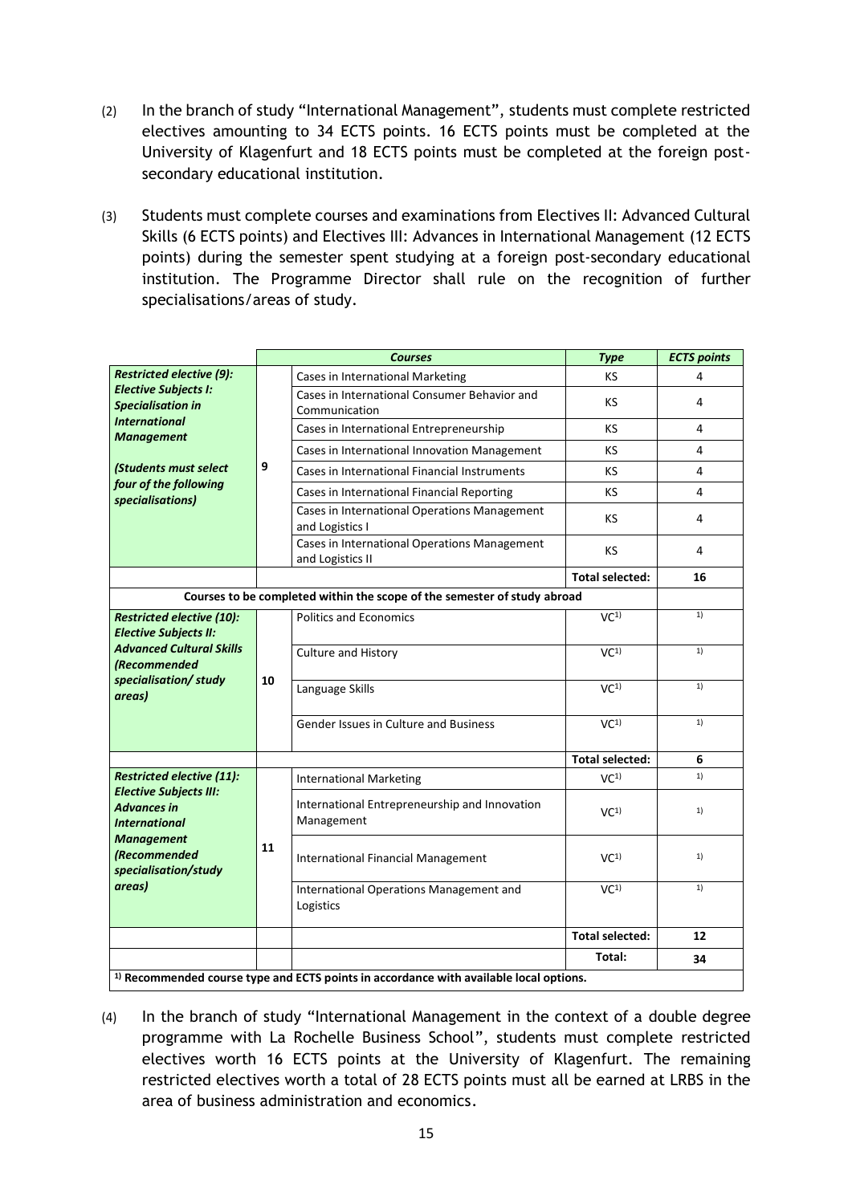(2) In the branch of study “International Management”, students must complete restricted electives amounting to 34 ECTS points. 16 ECTS points must be completed at the University of Klagenfurt and 18 ECTS points must be completed at the foreign post-secondary educational institution.

(3) Students must complete courses and examinations from Electives II: Advanced Cultural Skills (6 ECTS points) and Electives III: Advances in International Management (12 ECTS points) during the semester spent studying at a foreign post-secondary educational institution. The Programme Director shall rule on the recognition of further specialisations/areas of study.

| | | *Courses* | *Type* | *ECTS points* |
|---|---|---|---|---|
| ***Restricted elective (9): Elective Subjects I: Specialisation in International Management*** ***(Students must select four of the following specialisations)*** | 9 | Cases in International Marketing | KS | 4 |
| | | Cases in International Consumer Behavior and Communication | KS | 4 |
| | | Cases in International Entrepreneurship | KS | 4 |
| | | Cases in International Innovation Management | KS | 4 |
| | | Cases in International Financial Instruments | KS | 4 |
| | | Cases in International Financial Reporting | KS | 4 |
| | | Cases in International Operations Management and Logistics I | KS | 4 |
| | | Cases in International Operations Management and Logistics II | KS | 4 |
| | | | **Total selected:** | **16** |
| **Courses to be completed within the scope of the semester of study abroad** | | | | |
| ***Restricted elective (10): Elective Subjects II: Advanced Cultural Skills (Recommended specialisation/ study areas)*** | 10 | Politics and Economics | VC[1] | [1] |
| | | Culture and History | VC[1] | [1] |
| | | Language Skills | VC[1] | [1] |
| | | Gender Issues in Culture and Business | VC[1] | [1] |
| | | | **Total selected:** | **6** |
| ***Restricted elective (11): Elective Subjects III: Advances in International Management (Recommended specialisation/study areas)*** | 11 | International Marketing | VC[1] | [1] |
| | | International Entrepreneurship and Innovation Management | VC[1] | [1] |
| | | International Financial Management | VC[1] | [1] |
| | | International Operations Management and Logistics | VC[1] | [1] |
| | | | **Total selected:** | **12** |
| | | | **Total:** | **34** |

**[1] Recommended course type and ECTS points in accordance with available local options.**

(4) In the branch of study “International Management in the context of a double degree programme with La Rochelle Business School”, students must complete restricted electives worth 16 ECTS points at the University of Klagenfurt. The remaining restricted electives worth a total of 28 ECTS points must all be earned at LRBS in the area of business administration and economics.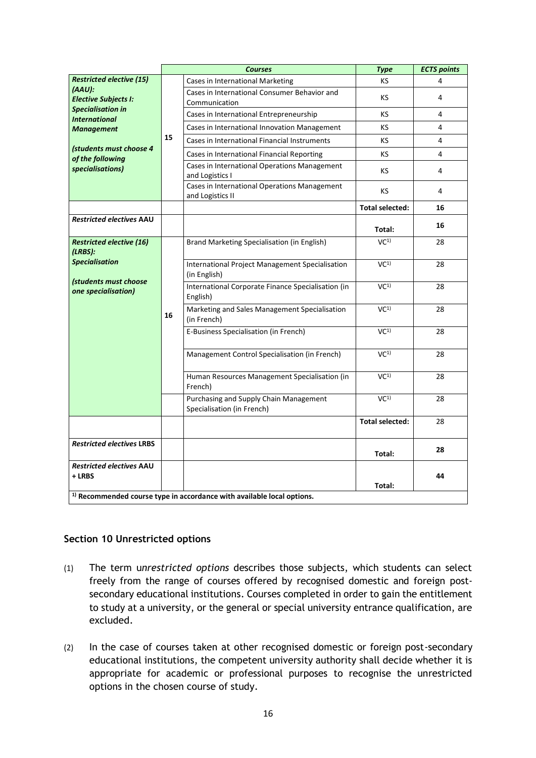| | | *Courses* | *Type* | *ECTS points* |
|---|---|---|---|---|
| ***Restricted elective (15) (AAU): Elective Subjects I: Specialisation in International Management*** ***(students must choose 4 of the following specialisations)*** | 15 | Cases in International Marketing | KS | 4 |
| | | Cases in International Consumer Behavior and Communication | KS | 4 |
| | | Cases in International Entrepreneurship | KS | 4 |
| | | Cases in International Innovation Management | KS | 4 |
| | | Cases in International Financial Instruments | KS | 4 |
| | | Cases in International Financial Reporting | KS | 4 |
| | | Cases in International Operations Management and Logistics I | KS | 4 |
| | | Cases in International Operations Management and Logistics II | KS | 4 |
| | | | **Total selected:** | **16** |
| ***Restricted electives* AAU** | | | **Total:** | **16** |
| ***Restricted elective (16) (LRBS): Specialisation*** ***(students must choose one specialisation)*** | 16 | Brand Marketing Specialisation (in English) | VC[1)] | 28 |
| | | International Project Management Specialisation (in English) | VC[1)] | 28 |
| | | International Corporate Finance Specialisation (in English) | VC[1)] | 28 |
| | | Marketing and Sales Management Specialisation (in French) | VC[1)] | 28 |
| | | E-Business Specialisation (in French) | VC[1)] | 28 |
| | | Management Control Specialisation (in French) | VC[1)] | 28 |
| | | Human Resources Management Specialisation (in French) | VC[1)] | 28 |
| | | Purchasing and Supply Chain Management Specialisation (in French) | VC[1)] | 28 |
| | | | **Total selected:** | 28 |
| ***Restricted electives* LRBS** | | | **Total:** | **28** |
| ***Restricted electives* AAU + LRBS** | | | **Total:** | **44** |

**1) Recommended course type in accordance with available local options.**

### Section 10 Unrestricted options

(1) The term u*nrestricted options* describes those subjects, which students can select freely from the range of courses offered by recognised domestic and foreign post-secondary educational institutions. Courses completed in order to gain the entitlement to study at a university, or the general or special university entrance qualification, are excluded.

(2) In the case of courses taken at other recognised domestic or foreign post-secondary educational institutions, the competent university authority shall decide whether it is appropriate for academic or professional purposes to recognise the unrestricted options in the chosen course of study.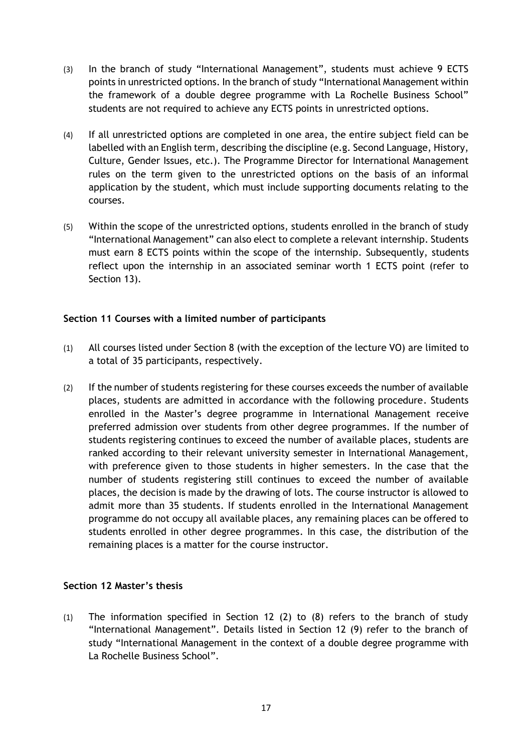(3) In the branch of study “International Management”, students must achieve 9 ECTS points in unrestricted options. In the branch of study “International Management within the framework of a double degree programme with La Rochelle Business School” students are not required to achieve any ECTS points in unrestricted options.

(4) If all unrestricted options are completed in one area, the entire subject field can be labelled with an English term, describing the discipline (e.g. Second Language, History, Culture, Gender Issues, etc.). The Programme Director for International Management rules on the term given to the unrestricted options on the basis of an informal application by the student, which must include supporting documents relating to the courses.

(5) Within the scope of the unrestricted options, students enrolled in the branch of study “International Management” can also elect to complete a relevant internship. Students must earn 8 ECTS points within the scope of the internship. Subsequently, students reflect upon the internship in an associated seminar worth 1 ECTS point (refer to Section 13).

**Section 11 Courses with a limited number of participants**

(1) All courses listed under Section 8 (with the exception of the lecture VO) are limited to a total of 35 participants, respectively.

(2) If the number of students registering for these courses exceeds the number of available places, students are admitted in accordance with the following procedure. Students enrolled in the Master’s degree programme in International Management receive preferred admission over students from other degree programmes. If the number of students registering continues to exceed the number of available places, students are ranked according to their relevant university semester in International Management, with preference given to those students in higher semesters. In the case that the number of students registering still continues to exceed the number of available places, the decision is made by the drawing of lots. The course instructor is allowed to admit more than 35 students. If students enrolled in the International Management programme do not occupy all available places, any remaining places can be offered to students enrolled in other degree programmes. In this case, the distribution of the remaining places is a matter for the course instructor.

**Section 12 Master’s thesis**

(1) The information specified in Section 12 (2) to (8) refers to the branch of study “International Management”. Details listed in Section 12 (9) refer to the branch of study “International Management in the context of a double degree programme with La Rochelle Business School”.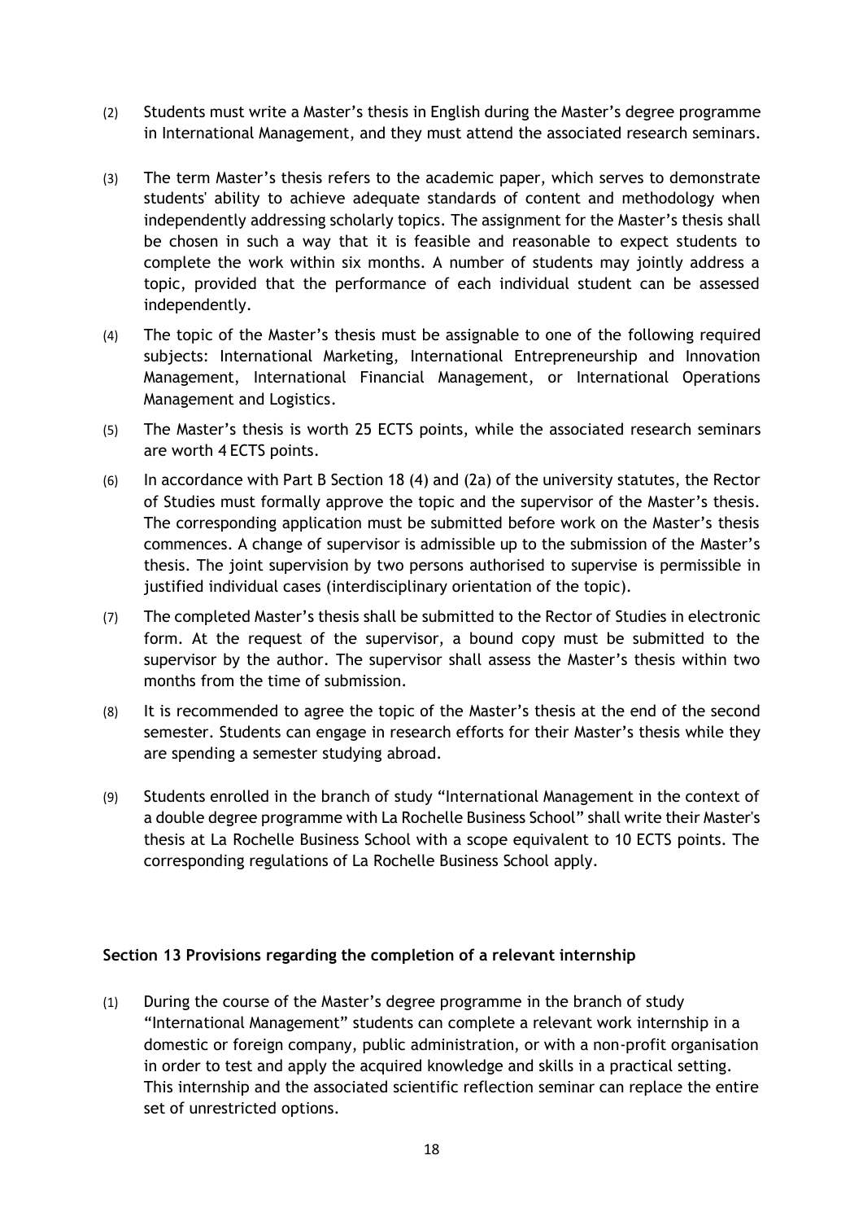(2) Students must write a Master's thesis in English during the Master's degree programme in International Management, and they must attend the associated research seminars.

(3) The term Master's thesis refers to the academic paper, which serves to demonstrate students' ability to achieve adequate standards of content and methodology when independently addressing scholarly topics. The assignment for the Master's thesis shall be chosen in such a way that it is feasible and reasonable to expect students to complete the work within six months. A number of students may jointly address a topic, provided that the performance of each individual student can be assessed independently.

(4) The topic of the Master's thesis must be assignable to one of the following required subjects: International Marketing, International Entrepreneurship and Innovation Management, International Financial Management, or International Operations Management and Logistics.

(5) The Master's thesis is worth 25 ECTS points, while the associated research seminars are worth 4 ECTS points.

(6) In accordance with Part B Section 18 (4) and (2a) of the university statutes, the Rector of Studies must formally approve the topic and the supervisor of the Master's thesis. The corresponding application must be submitted before work on the Master's thesis commences. A change of supervisor is admissible up to the submission of the Master's thesis. The joint supervision by two persons authorised to supervise is permissible in justified individual cases (interdisciplinary orientation of the topic).

(7) The completed Master's thesis shall be submitted to the Rector of Studies in electronic form. At the request of the supervisor, a bound copy must be submitted to the supervisor by the author. The supervisor shall assess the Master's thesis within two months from the time of submission.

(8) It is recommended to agree the topic of the Master's thesis at the end of the second semester. Students can engage in research efforts for their Master's thesis while they are spending a semester studying abroad.

(9) Students enrolled in the branch of study "International Management in the context of a double degree programme with La Rochelle Business School" shall write their Master's thesis at La Rochelle Business School with a scope equivalent to 10 ECTS points. The corresponding regulations of La Rochelle Business School apply.

**Section 13 Provisions regarding the completion of a relevant internship**

(1) During the course of the Master's degree programme in the branch of study "International Management" students can complete a relevant work internship in a domestic or foreign company, public administration, or with a non-profit organisation in order to test and apply the acquired knowledge and skills in a practical setting. This internship and the associated scientific reflection seminar can replace the entire set of unrestricted options.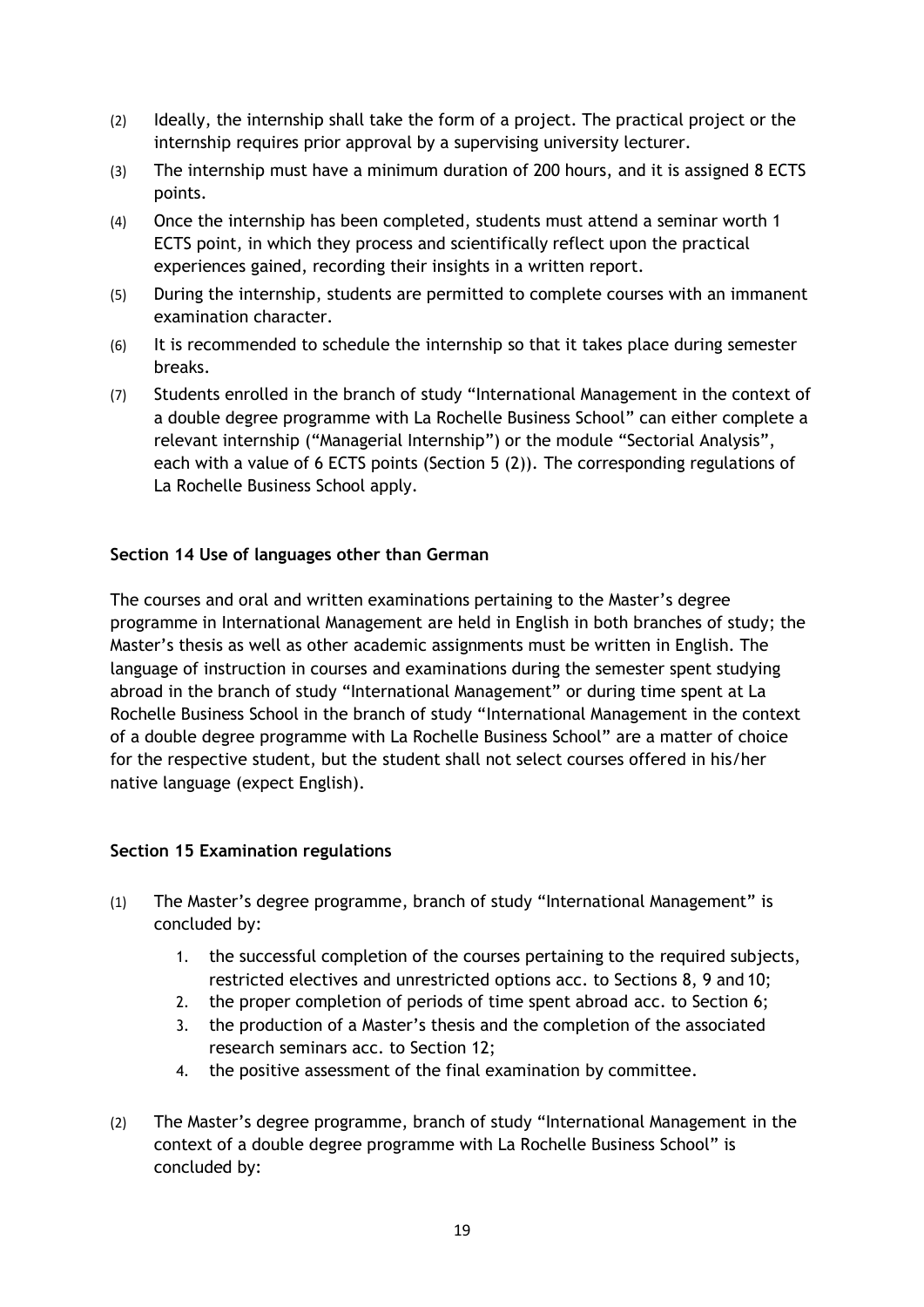(2) Ideally, the internship shall take the form of a project. The practical project or the internship requires prior approval by a supervising university lecturer.

(3) The internship must have a minimum duration of 200 hours, and it is assigned 8 ECTS points.

(4) Once the internship has been completed, students must attend a seminar worth 1 ECTS point, in which they process and scientifically reflect upon the practical experiences gained, recording their insights in a written report.

(5) During the internship, students are permitted to complete courses with an immanent examination character.

(6) It is recommended to schedule the internship so that it takes place during semester breaks.

(7) Students enrolled in the branch of study "International Management in the context of a double degree programme with La Rochelle Business School" can either complete a relevant internship ("Managerial Internship") or the module "Sectorial Analysis", each with a value of 6 ECTS points (Section 5 (2)). The corresponding regulations of La Rochelle Business School apply.

**Section 14 Use of languages other than German**

The courses and oral and written examinations pertaining to the Master's degree programme in International Management are held in English in both branches of study; the Master's thesis as well as other academic assignments must be written in English. The language of instruction in courses and examinations during the semester spent studying abroad in the branch of study "International Management" or during time spent at La Rochelle Business School in the branch of study "International Management in the context of a double degree programme with La Rochelle Business School" are a matter of choice for the respective student, but the student shall not select courses offered in his/her native language (expect English).

**Section 15 Examination regulations**

(1) The Master's degree programme, branch of study "International Management" is concluded by:

1. the successful completion of the courses pertaining to the required subjects, restricted electives and unrestricted options acc. to Sections 8, 9 and 10;
2. the proper completion of periods of time spent abroad acc. to Section 6;
3. the production of a Master's thesis and the completion of the associated research seminars acc. to Section 12;
4. the positive assessment of the final examination by committee.

(2) The Master's degree programme, branch of study "International Management in the context of a double degree programme with La Rochelle Business School" is concluded by: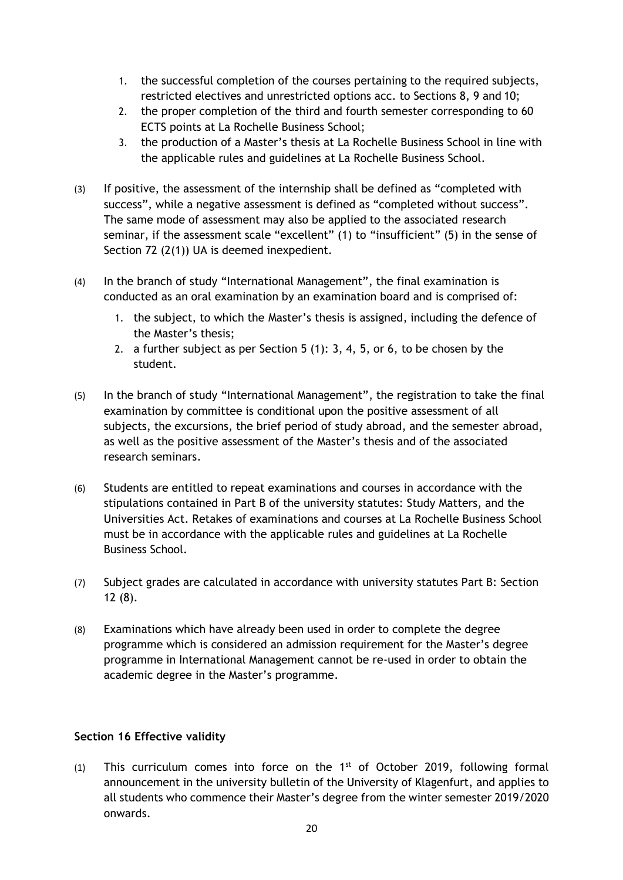1. the successful completion of the courses pertaining to the required subjects, restricted electives and unrestricted options acc. to Sections 8, 9 and 10;
2. the proper completion of the third and fourth semester corresponding to 60 ECTS points at La Rochelle Business School;
3. the production of a Master's thesis at La Rochelle Business School in line with the applicable rules and guidelines at La Rochelle Business School.

(3) If positive, the assessment of the internship shall be defined as "completed with success", while a negative assessment is defined as "completed without success". The same mode of assessment may also be applied to the associated research seminar, if the assessment scale "excellent" (1) to "insufficient" (5) in the sense of Section 72 (2(1)) UA is deemed inexpedient.

(4) In the branch of study "International Management", the final examination is conducted as an oral examination by an examination board and is comprised of:

1. the subject, to which the Master's thesis is assigned, including the defence of the Master's thesis;
2. a further subject as per Section 5 (1): 3, 4, 5, or 6, to be chosen by the student.

(5) In the branch of study "International Management", the registration to take the final examination by committee is conditional upon the positive assessment of all subjects, the excursions, the brief period of study abroad, and the semester abroad, as well as the positive assessment of the Master's thesis and of the associated research seminars.

(6) Students are entitled to repeat examinations and courses in accordance with the stipulations contained in Part B of the university statutes: Study Matters, and the Universities Act. Retakes of examinations and courses at La Rochelle Business School must be in accordance with the applicable rules and guidelines at La Rochelle Business School.

(7) Subject grades are calculated in accordance with university statutes Part B: Section 12 (8).

(8) Examinations which have already been used in order to complete the degree programme which is considered an admission requirement for the Master's degree programme in International Management cannot be re-used in order to obtain the academic degree in the Master's programme.

**Section 16 Effective validity**

(1) This curriculum comes into force on the 1st of October 2019, following formal announcement in the university bulletin of the University of Klagenfurt, and applies to all students who commence their Master's degree from the winter semester 2019/2020 onwards.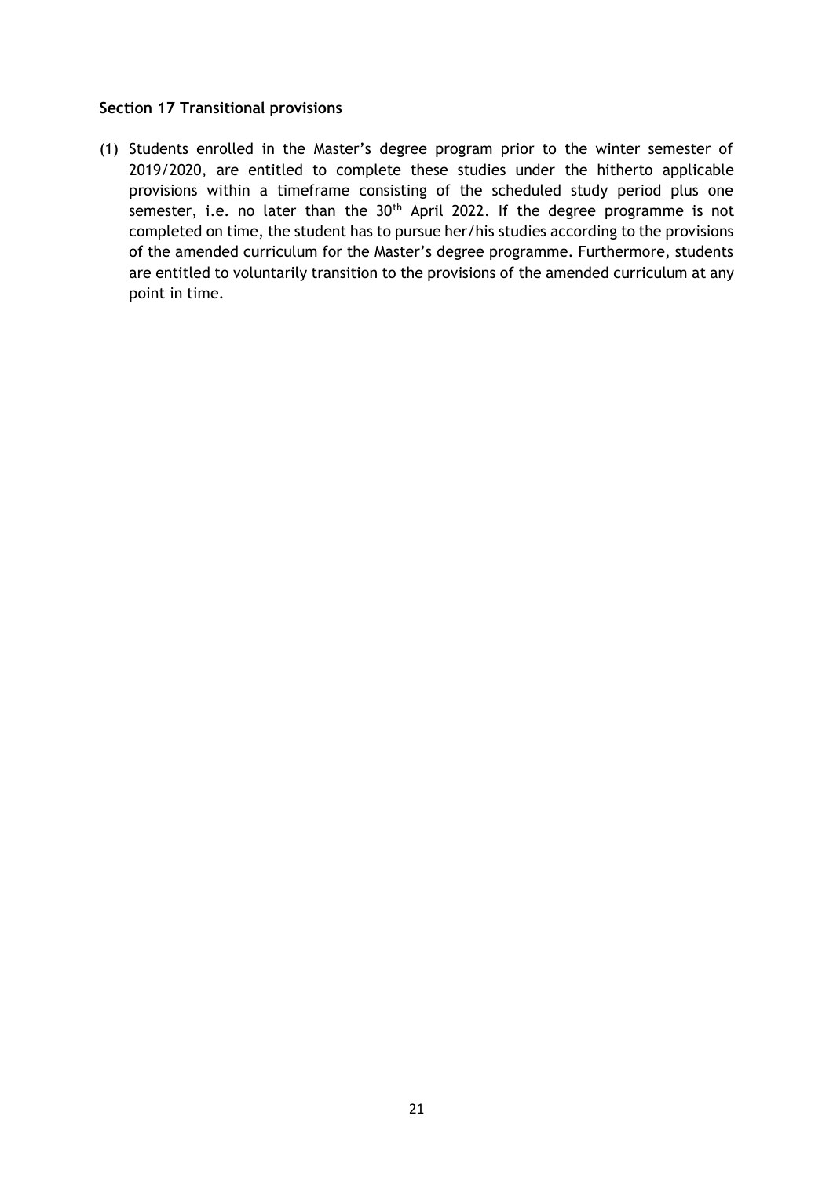### Section 17 Transitional provisions

(1) Students enrolled in the Master's degree program prior to the winter semester of 2019/2020, are entitled to complete these studies under the hitherto applicable provisions within a timeframe consisting of the scheduled study period plus one semester, i.e. no later than the 30th April 2022. If the degree programme is not completed on time, the student has to pursue her/his studies according to the provisions of the amended curriculum for the Master's degree programme. Furthermore, students are entitled to voluntarily transition to the provisions of the amended curriculum at any point in time.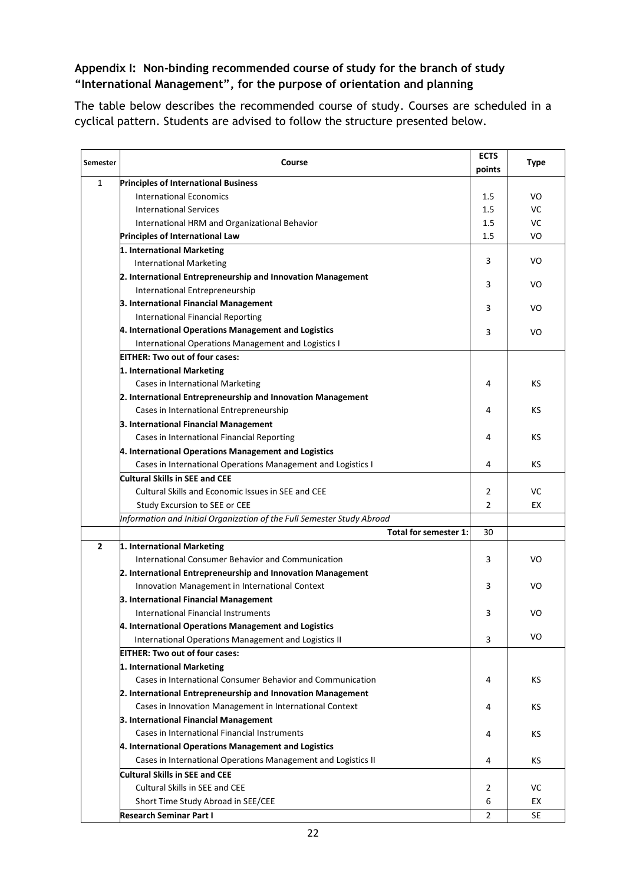### Appendix I: Non-binding recommended course of study for the branch of study "International Management", for the purpose of orientation and planning

The table below describes the recommended course of study. Courses are scheduled in a cyclical pattern. Students are advised to follow the structure presented below.

| Semester | Course | ECTS points | Type |
|---|---|---|---|
| 1 | **Principles of International Business** | | |
| | International Economics | 1.5 | VO |
| | International Services | 1.5 | VC |
| | International HRM and Organizational Behavior | 1.5 | VC |
| | **Principles of International Law** | 1.5 | VO |
| | **1. International Marketing** | | |
| | International Marketing | 3 | VO |
| | **2. International Entrepreneurship and Innovation Management** | | |
| | International Entrepreneurship | 3 | VO |
| | **3. International Financial Management** | | |
| | International Financial Reporting | 3 | VO |
| | **4. International Operations Management and Logistics** | | |
| | International Operations Management and Logistics I | 3 | VO |
| | **EITHER: Two out of four cases:** | | |
| | **1. International Marketing** | | |
| | Cases in International Marketing | 4 | KS |
| | **2. International Entrepreneurship and Innovation Management** | | |
| | Cases in International Entrepreneurship | 4 | KS |
| | **3. International Financial Management** | | |
| | Cases in International Financial Reporting | 4 | KS |
| | **4. International Operations Management and Logistics** | | |
| | Cases in International Operations Management and Logistics I | 4 | KS |
| | **Cultural Skills in SEE and CEE** | | |
| | Cultural Skills and Economic Issues in SEE and CEE | 2 | VC |
| | Study Excursion to SEE or CEE | 2 | EX |
| | *Information and Initial Organization of the Full Semester Study Abroad* | | |
| | **Total for semester 1:** | 30 | |
| **2** | **1. International Marketing** | | |
| | International Consumer Behavior and Communication | 3 | VO |
| | **2. International Entrepreneurship and Innovation Management** | | |
| | Innovation Management in International Context | 3 | VO |
| | **3. International Financial Management** | | |
| | International Financial Instruments | 3 | VO |
| | **4. International Operations Management and Logistics** | | |
| | International Operations Management and Logistics II | 3 | VO |
| | **EITHER: Two out of four cases:** | | |
| | **1. International Marketing** | | |
| | Cases in International Consumer Behavior and Communication | 4 | KS |
| | **2. International Entrepreneurship and Innovation Management** | | |
| | Cases in Innovation Management in International Context | 4 | KS |
| | **3. International Financial Management** | | |
| | Cases in International Financial Instruments | 4 | KS |
| | **4. International Operations Management and Logistics** | | |
| | Cases in International Operations Management and Logistics II | 4 | KS |
| | **Cultural Skills in SEE and CEE** | | |
| | Cultural Skills in SEE and CEE | 2 | VC |
| | Short Time Study Abroad in SEE/CEE | 6 | EX |
| | **Research Seminar Part I** | 2 | SE |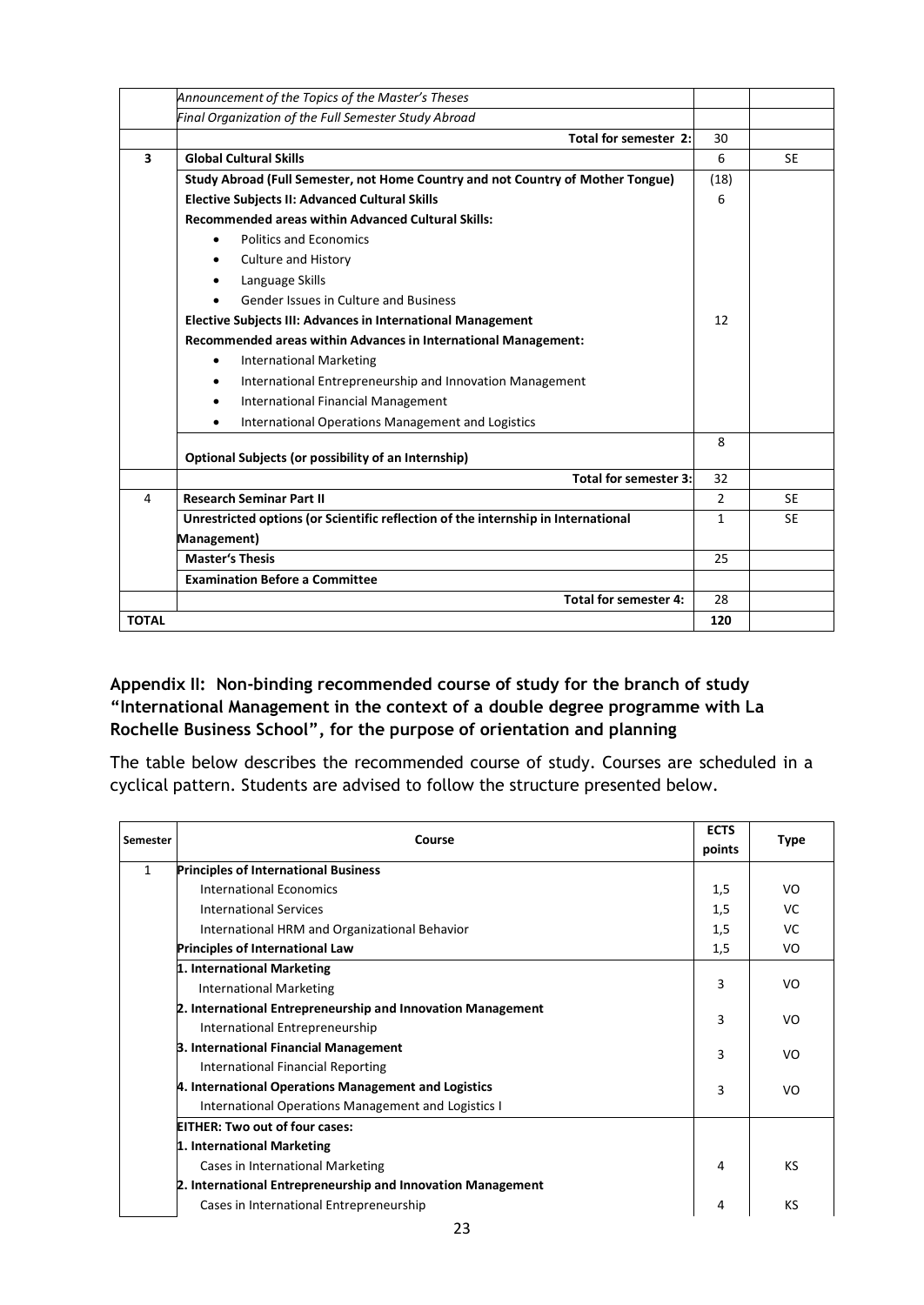| | | | |
|---|---|---|---|
| | *Announcement of the Topics of the Master's Theses* | | |
| | *Final Organization of the Full Semester Study Abroad* | | |
| | **Total for semester 2:** | 30 | |
| **3** | **Global Cultural Skills** | 6 | SE |
| | **Study Abroad (Full Semester, not Home Country and not Country of Mother Tongue)** | (18) | |
| | **Elective Subjects II: Advanced Cultural Skills** | 6 | |
| | **Recommended areas within Advanced Cultural Skills:** | | |
| | • Politics and Economics | | |
| | • Culture and History | | |
| | • Language Skills | | |
| | • Gender Issues in Culture and Business | | |
| | **Elective Subjects III: Advances in International Management** | 12 | |
| | **Recommended areas within Advances in International Management:** | | |
| | • International Marketing | | |
| | • International Entrepreneurship and Innovation Management | | |
| | • International Financial Management | | |
| | • International Operations Management and Logistics | | |
| | **Optional Subjects (or possibility of an Internship)** | 8 | |
| | **Total for semester 3:** | 32 | |
| 4 | **Research Seminar Part II** | 2 | SE |
| | **Unrestricted options (or Scientific reflection of the internship in International Management)** | 1 | SE |
| | **Master's Thesis** | 25 | |
| | **Examination Before a Committee** | | |
| | **Total for semester 4:** | 28 | |
| **TOTAL** | | **120** | |

## Appendix II: Non-binding recommended course of study for the branch of study "International Management in the context of a double degree programme with La Rochelle Business School", for the purpose of orientation and planning

The table below describes the recommended course of study. Courses are scheduled in a cyclical pattern. Students are advised to follow the structure presented below.

| Semester | Course | ECTS points | Type |
|---|---|---|---|
| 1 | **Principles of International Business** | | |
| | International Economics | 1,5 | VO |
| | International Services | 1,5 | VC |
| | International HRM and Organizational Behavior | 1,5 | VC |
| | **Principles of International Law** | 1,5 | VO |
| | **1. International Marketing**<br>International Marketing | 3 | VO |
| | **2. International Entrepreneurship and Innovation Management**<br>International Entrepreneurship | 3 | VO |
| | **3. International Financial Management**<br>International Financial Reporting | 3 | VO |
| | **4. International Operations Management and Logistics**<br>International Operations Management and Logistics I | 3 | VO |
| | **EITHER: Two out of four cases:** | | |
| | **1. International Marketing** | | |
| | Cases in International Marketing | 4 | KS |
| | **2. International Entrepreneurship and Innovation Management** | | |
| | Cases in International Entrepreneurship | 4 | KS |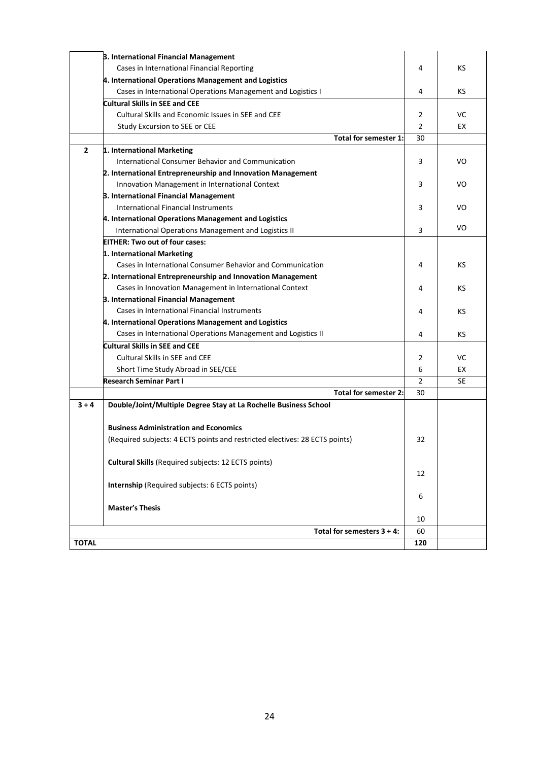| | | | |
|---|---|---|---|
| | **3. International Financial Management** | | |
| | Cases in International Financial Reporting | 4 | KS |
| | **4. International Operations Management and Logistics** | | |
| | Cases in International Operations Management and Logistics I | 4 | KS |
| | **Cultural Skills in SEE and CEE** | | |
| | Cultural Skills and Economic Issues in SEE and CEE | 2 | VC |
| | Study Excursion to SEE or CEE | 2 | EX |
| | **Total for semester 1:** | 30 | |
| **2** | **1. International Marketing** | | |
| | International Consumer Behavior and Communication | 3 | VO |
| | **2. International Entrepreneurship and Innovation Management** | | |
| | Innovation Management in International Context | 3 | VO |
| | **3. International Financial Management** | | |
| | International Financial Instruments | 3 | VO |
| | **4. International Operations Management and Logistics** | | |
| | International Operations Management and Logistics II | 3 | VO |
| | **EITHER: Two out of four cases:** | | |
| | **1. International Marketing** | | |
| | Cases in International Consumer Behavior and Communication | 4 | KS |
| | **2. International Entrepreneurship and Innovation Management** | | |
| | Cases in Innovation Management in International Context | 4 | KS |
| | **3. International Financial Management** | | |
| | Cases in International Financial Instruments | 4 | KS |
| | **4. International Operations Management and Logistics** | | |
| | Cases in International Operations Management and Logistics II | 4 | KS |
| | **Cultural Skills in SEE and CEE** | | |
| | Cultural Skills in SEE and CEE | 2 | VC |
| | Short Time Study Abroad in SEE/CEE | 6 | EX |
| | **Research Seminar Part I** | 2 | SE |
| | **Total for semester 2:** | 30 | |
| **3 + 4** | **Double/Joint/Multiple Degree Stay at La Rochelle Business School** | | |
| | **Business Administration and Economics** (Required subjects: 4 ECTS points and restricted electives: 28 ECTS points) | 32 | |
| | **Cultural Skills** (Required subjects: 12 ECTS points) | 12 | |
| | **Internship** (Required subjects: 6 ECTS points) | 6 | |
| | **Master's Thesis** | 10 | |
| | **Total for semesters 3 + 4:** | 60 | |
| **TOTAL** | | **120** | |